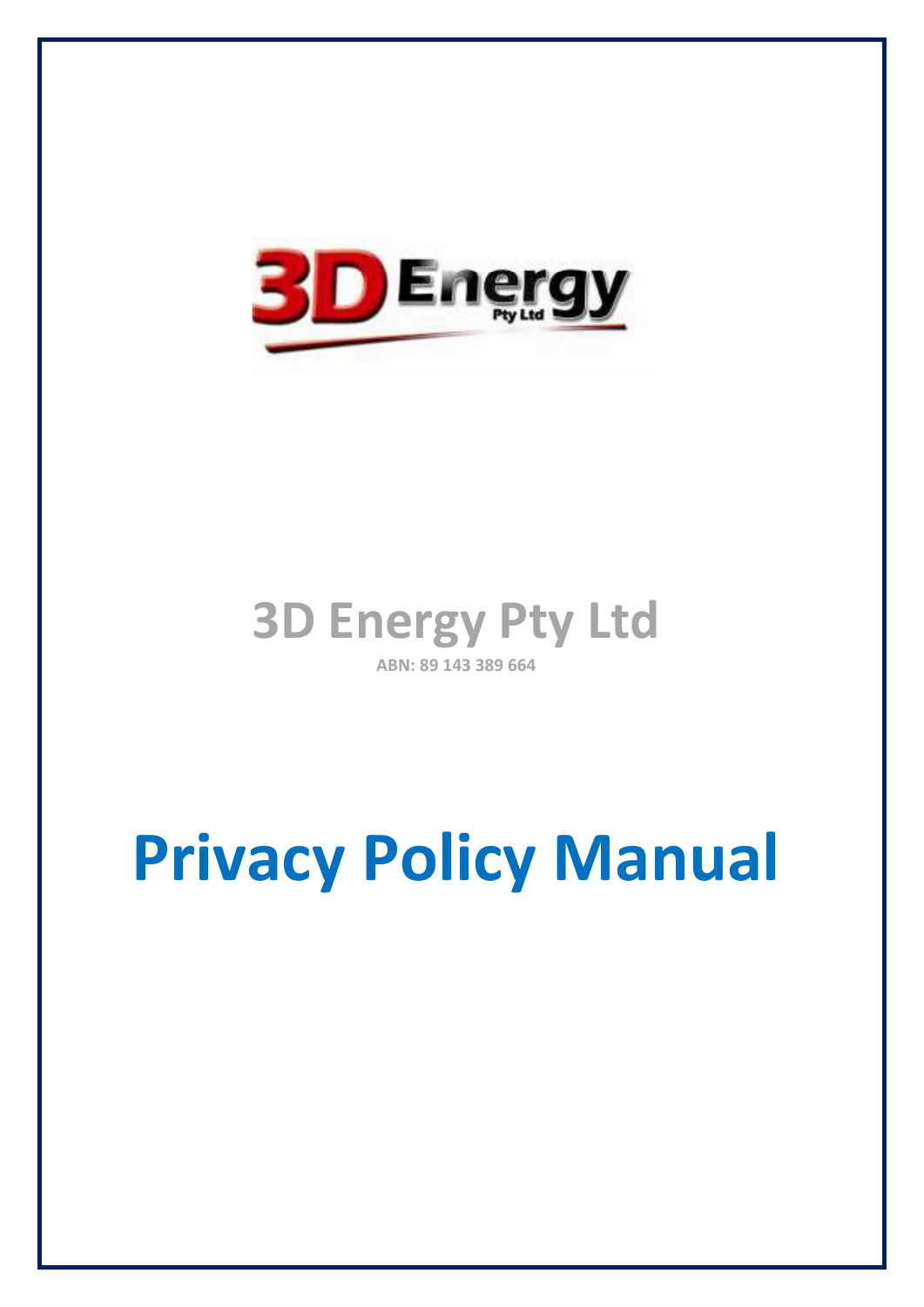# 3D Energy Pty Ltd

**ABN: 89 143 389 664**

# Privacy Policy Manual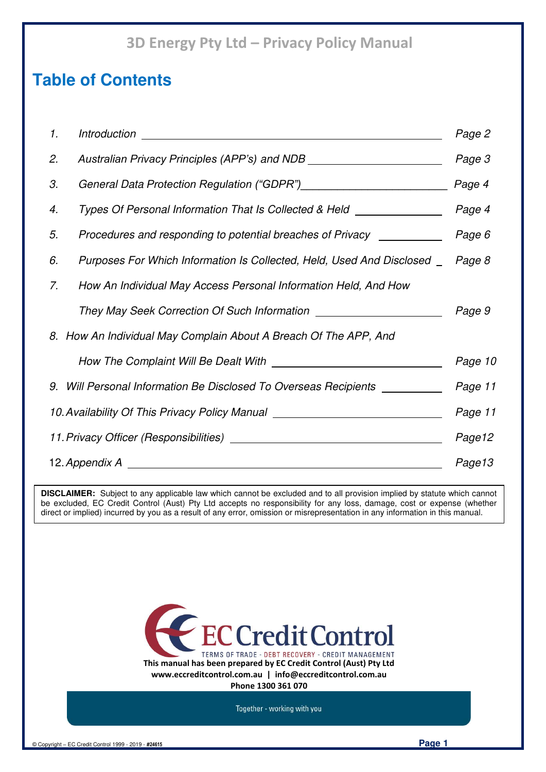# 3D Energy Pty Ltd – Privacy Policy Manual

## Table of Contents

| | | |
|---|---|---|
| 1. | *Introduction* | *Page 2* |
| 2. | *Australian Privacy Principles (APP's) and NDB* | *Page 3* |
| 3. | *General Data Protection Regulation ("GDPR")* | *Page 4* |
| 4. | *Types Of Personal Information That Is Collected & Held* | *Page 4* |
| 5. | *Procedures and responding to potential breaches of Privacy* | *Page 6* |
| 6. | *Purposes For Which Information Is Collected, Held, Used And Disclosed* | *Page 8* |
| 7. | *How An Individual May Access Personal Information Held, And How They May Seek Correction Of Such Information* | *Page 9* |
| 8. | *How An Individual May Complain About A Breach Of The APP, And How The Complaint Will Be Dealt With* | *Page 10* |
| 9. | *Will Personal Information Be Disclosed To Overseas Recipients* | *Page 11* |
| 10. | *Availability Of This Privacy Policy Manual* | *Page 11* |
| 11. | *Privacy Officer (Responsibilities)* | *Page12* |
| 12. | *Appendix A* | *Page13* |

**DISCLAIMER:** Subject to any applicable law which cannot be excluded and to all provision implied by statute which cannot be excluded, EC Credit Control (Aust) Pty Ltd accepts no responsibility for any loss, damage, cost or expense (whether direct or implied) incurred by you as a result of any error, omission or misrepresentation in any information in this manual.

EC Credit Control
TERMS OF TRADE - DEBT RECOVERY - CREDIT MANAGEMENT

**This manual has been prepared by EC Credit Control (Aust) Pty Ltd**
**www.eccreditcontrol.com.au | info@eccreditcontrol.com.au**
**Phone 1300 361 070**

Together - working with you

© Copyright – EC Credit Control 1999 - 2019 - **#24615**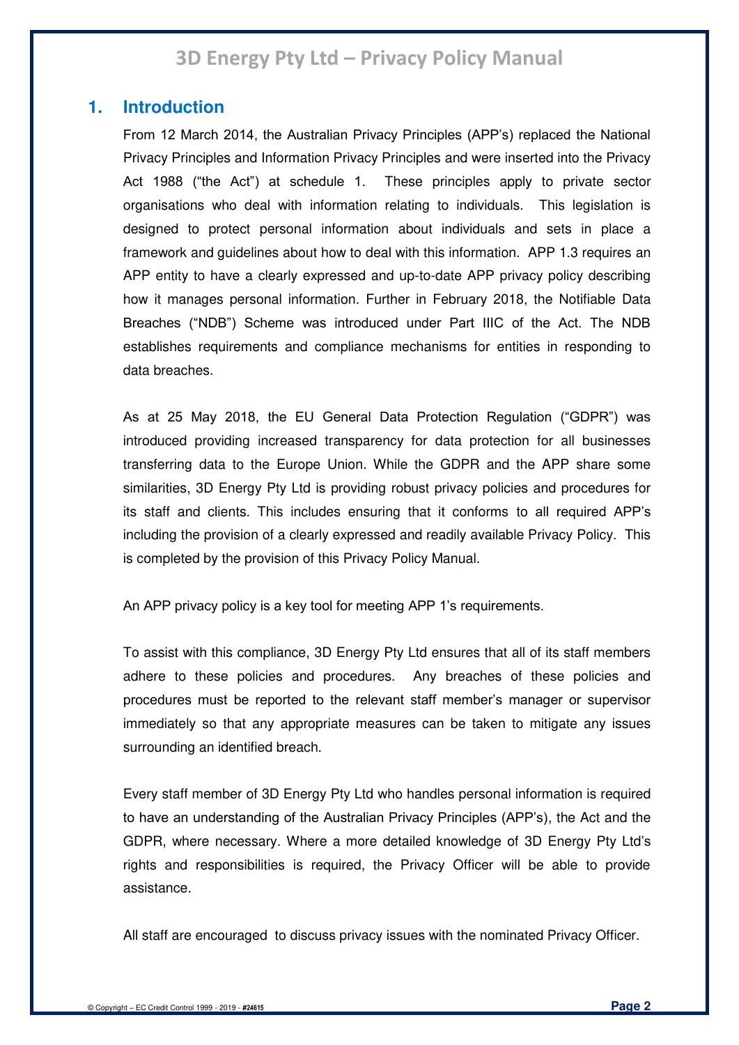## 1. Introduction

From 12 March 2014, the Australian Privacy Principles (APP's) replaced the National Privacy Principles and Information Privacy Principles and were inserted into the Privacy Act 1988 ("the Act") at schedule 1. These principles apply to private sector organisations who deal with information relating to individuals. This legislation is designed to protect personal information about individuals and sets in place a framework and guidelines about how to deal with this information. APP 1.3 requires an APP entity to have a clearly expressed and up-to-date APP privacy policy describing how it manages personal information. Further in February 2018, the Notifiable Data Breaches ("NDB") Scheme was introduced under Part IIIC of the Act. The NDB establishes requirements and compliance mechanisms for entities in responding to data breaches.

As at 25 May 2018, the EU General Data Protection Regulation ("GDPR") was introduced providing increased transparency for data protection for all businesses transferring data to the Europe Union. While the GDPR and the APP share some similarities, 3D Energy Pty Ltd is providing robust privacy policies and procedures for its staff and clients. This includes ensuring that it conforms to all required APP's including the provision of a clearly expressed and readily available Privacy Policy. This is completed by the provision of this Privacy Policy Manual.

An APP privacy policy is a key tool for meeting APP 1's requirements.

To assist with this compliance, 3D Energy Pty Ltd ensures that all of its staff members adhere to these policies and procedures. Any breaches of these policies and procedures must be reported to the relevant staff member's manager or supervisor immediately so that any appropriate measures can be taken to mitigate any issues surrounding an identified breach.

Every staff member of 3D Energy Pty Ltd who handles personal information is required to have an understanding of the Australian Privacy Principles (APP's), the Act and the GDPR, where necessary. Where a more detailed knowledge of 3D Energy Pty Ltd's rights and responsibilities is required, the Privacy Officer will be able to provide assistance.

All staff are encouraged to discuss privacy issues with the nominated Privacy Officer.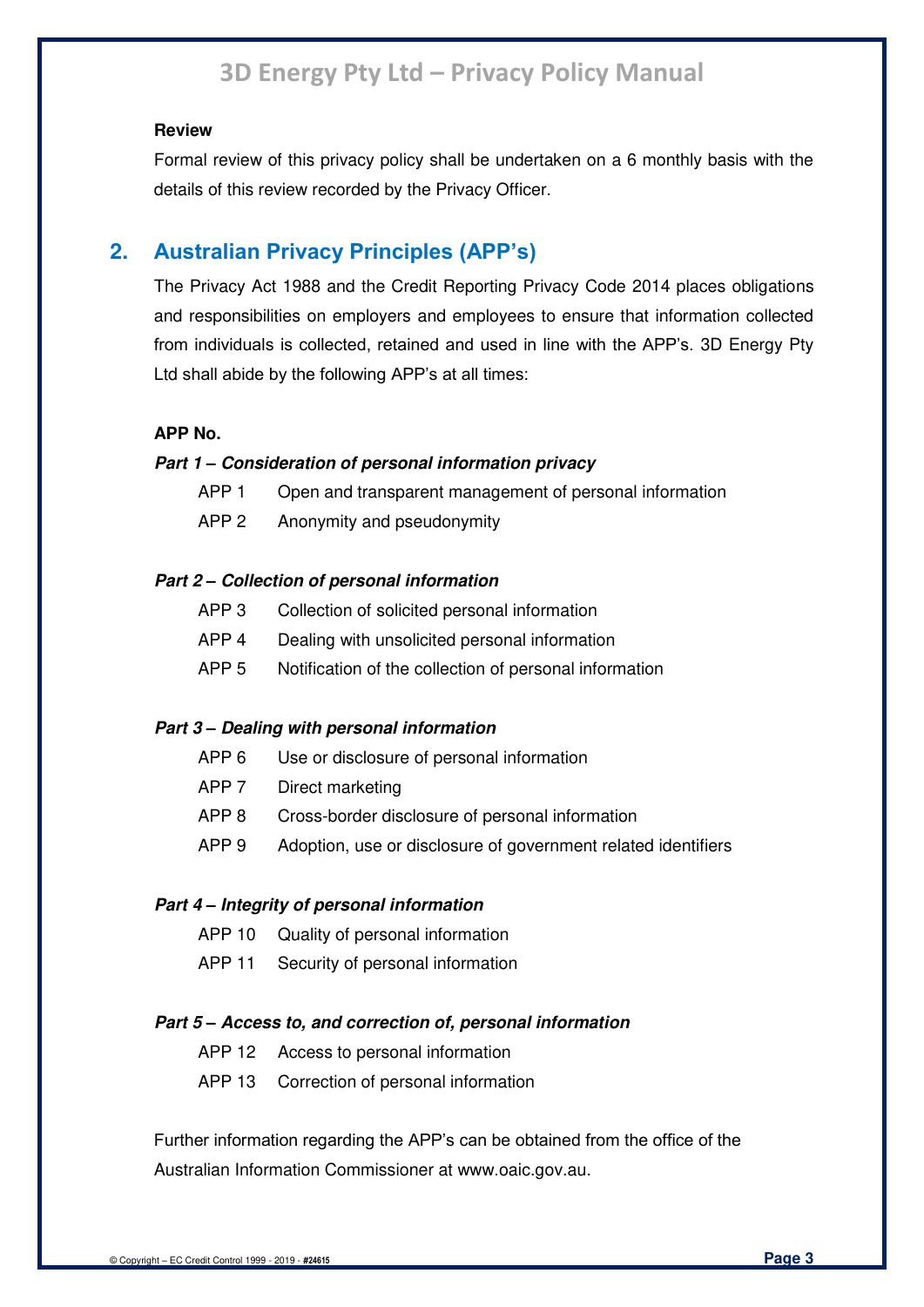**Review**

Formal review of this privacy policy shall be undertaken on a 6 monthly basis with the details of this review recorded by the Privacy Officer.

## 2. Australian Privacy Principles (APP's)

The Privacy Act 1988 and the Credit Reporting Privacy Code 2014 places obligations and responsibilities on employers and employees to ensure that information collected from individuals is collected, retained and used in line with the APP's. 3D Energy Pty Ltd shall abide by the following APP's at all times:

**APP No.**

***Part 1 – Consideration of personal information privacy***

- APP 1 Open and transparent management of personal information
- APP 2 Anonymity and pseudonymity

***Part 2 – Collection of personal information***

- APP 3 Collection of solicited personal information
- APP 4 Dealing with unsolicited personal information
- APP 5 Notification of the collection of personal information

***Part 3 – Dealing with personal information***

- APP 6 Use or disclosure of personal information
- APP 7 Direct marketing
- APP 8 Cross-border disclosure of personal information
- APP 9 Adoption, use or disclosure of government related identifiers

***Part 4 – Integrity of personal information***

- APP 10 Quality of personal information
- APP 11 Security of personal information

***Part 5 – Access to, and correction of, personal information***

- APP 12 Access to personal information
- APP 13 Correction of personal information

Further information regarding the APP's can be obtained from the office of the Australian Information Commissioner at www.oaic.gov.au.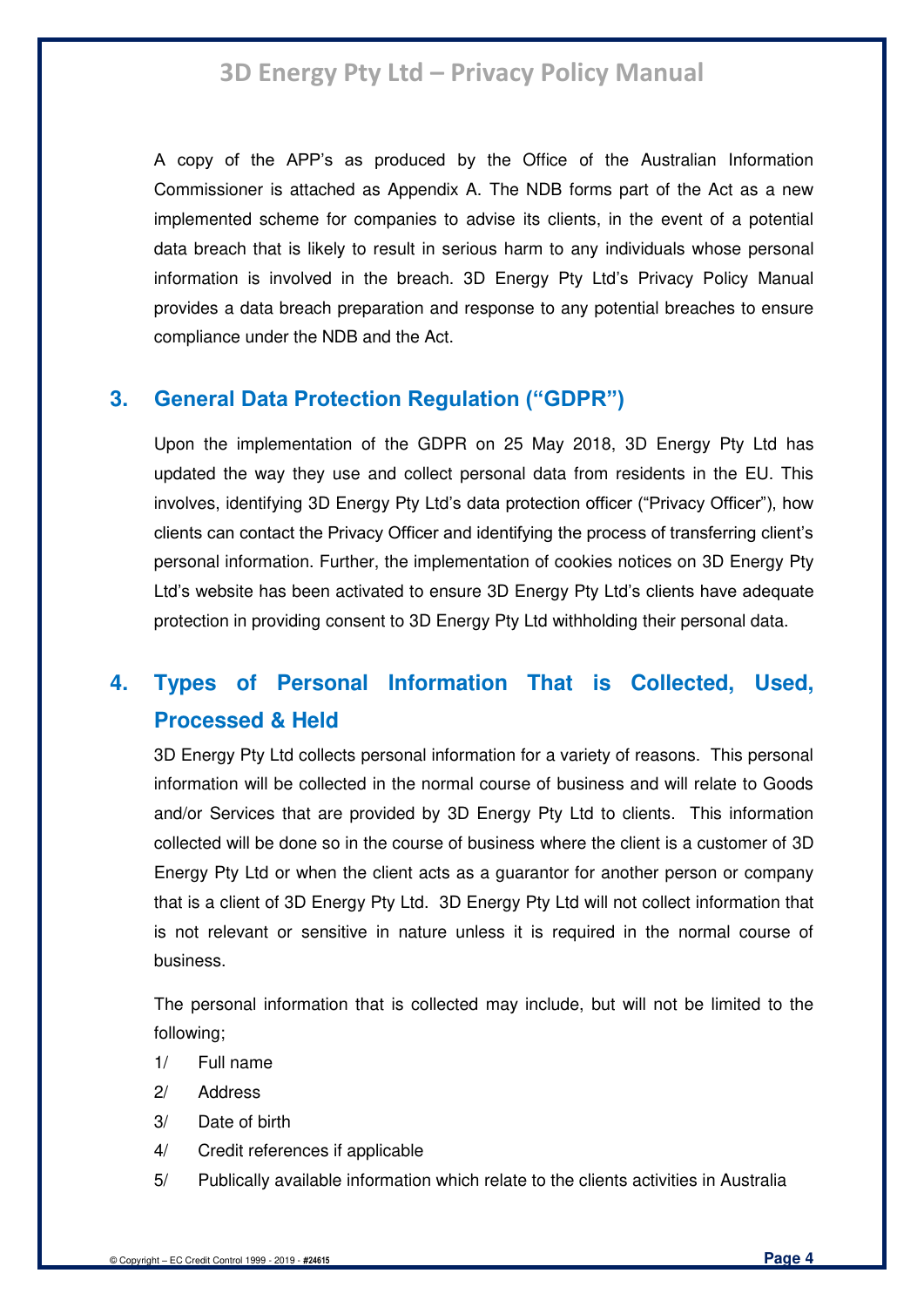A copy of the APP's as produced by the Office of the Australian Information Commissioner is attached as Appendix A. The NDB forms part of the Act as a new implemented scheme for companies to advise its clients, in the event of a potential data breach that is likely to result in serious harm to any individuals whose personal information is involved in the breach. 3D Energy Pty Ltd's Privacy Policy Manual provides a data breach preparation and response to any potential breaches to ensure compliance under the NDB and the Act.

## 3. General Data Protection Regulation ("GDPR")

Upon the implementation of the GDPR on 25 May 2018, 3D Energy Pty Ltd has updated the way they use and collect personal data from residents in the EU. This involves, identifying 3D Energy Pty Ltd's data protection officer ("Privacy Officer"), how clients can contact the Privacy Officer and identifying the process of transferring client's personal information. Further, the implementation of cookies notices on 3D Energy Pty Ltd's website has been activated to ensure 3D Energy Pty Ltd's clients have adequate protection in providing consent to 3D Energy Pty Ltd withholding their personal data.

## 4. Types of Personal Information That is Collected, Used, Processed & Held

3D Energy Pty Ltd collects personal information for a variety of reasons. This personal information will be collected in the normal course of business and will relate to Goods and/or Services that are provided by 3D Energy Pty Ltd to clients. This information collected will be done so in the course of business where the client is a customer of 3D Energy Pty Ltd or when the client acts as a guarantor for another person or company that is a client of 3D Energy Pty Ltd. 3D Energy Pty Ltd will not collect information that is not relevant or sensitive in nature unless it is required in the normal course of business.

The personal information that is collected may include, but will not be limited to the following;

1/ Full name

2/ Address

3/ Date of birth

4/ Credit references if applicable

5/ Publically available information which relate to the clients activities in Australia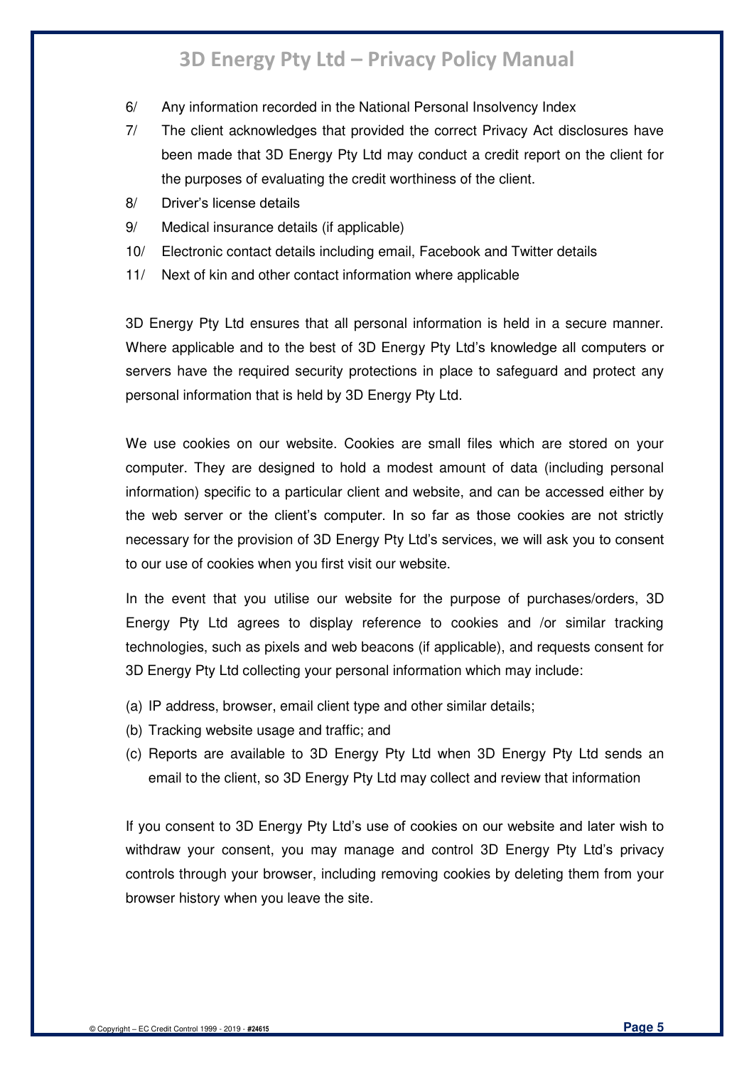6/ Any information recorded in the National Personal Insolvency Index

7/ The client acknowledges that provided the correct Privacy Act disclosures have been made that 3D Energy Pty Ltd may conduct a credit report on the client for the purposes of evaluating the credit worthiness of the client.

8/ Driver's license details

9/ Medical insurance details (if applicable)

10/ Electronic contact details including email, Facebook and Twitter details

11/ Next of kin and other contact information where applicable

3D Energy Pty Ltd ensures that all personal information is held in a secure manner. Where applicable and to the best of 3D Energy Pty Ltd's knowledge all computers or servers have the required security protections in place to safeguard and protect any personal information that is held by 3D Energy Pty Ltd.

We use cookies on our website. Cookies are small files which are stored on your computer. They are designed to hold a modest amount of data (including personal information) specific to a particular client and website, and can be accessed either by the web server or the client's computer. In so far as those cookies are not strictly necessary for the provision of 3D Energy Pty Ltd's services, we will ask you to consent to our use of cookies when you first visit our website.

In the event that you utilise our website for the purpose of purchases/orders, 3D Energy Pty Ltd agrees to display reference to cookies and /or similar tracking technologies, such as pixels and web beacons (if applicable), and requests consent for 3D Energy Pty Ltd collecting your personal information which may include:

(a) IP address, browser, email client type and other similar details;
(b) Tracking website usage and traffic; and
(c) Reports are available to 3D Energy Pty Ltd when 3D Energy Pty Ltd sends an email to the client, so 3D Energy Pty Ltd may collect and review that information

If you consent to 3D Energy Pty Ltd's use of cookies on our website and later wish to withdraw your consent, you may manage and control 3D Energy Pty Ltd's privacy controls through your browser, including removing cookies by deleting them from your browser history when you leave the site.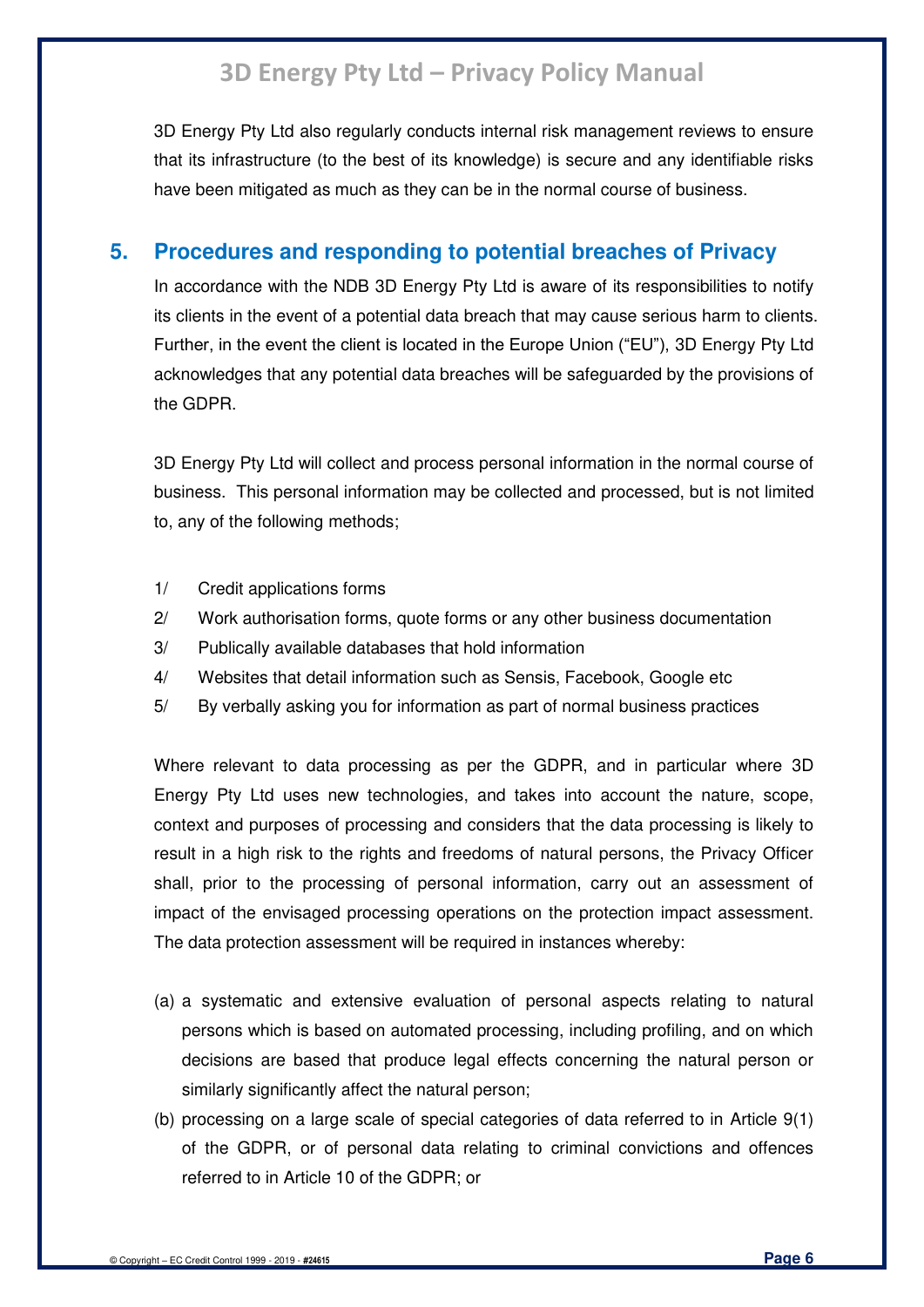3D Energy Pty Ltd also regularly conducts internal risk management reviews to ensure that its infrastructure (to the best of its knowledge) is secure and any identifiable risks have been mitigated as much as they can be in the normal course of business.

## 5. Procedures and responding to potential breaches of Privacy

In accordance with the NDB 3D Energy Pty Ltd is aware of its responsibilities to notify its clients in the event of a potential data breach that may cause serious harm to clients. Further, in the event the client is located in the Europe Union ("EU"), 3D Energy Pty Ltd acknowledges that any potential data breaches will be safeguarded by the provisions of the GDPR.

3D Energy Pty Ltd will collect and process personal information in the normal course of business. This personal information may be collected and processed, but is not limited to, any of the following methods;

1/ Credit applications forms
2/ Work authorisation forms, quote forms or any other business documentation
3/ Publically available databases that hold information
4/ Websites that detail information such as Sensis, Facebook, Google etc
5/ By verbally asking you for information as part of normal business practices

Where relevant to data processing as per the GDPR, and in particular where 3D Energy Pty Ltd uses new technologies, and takes into account the nature, scope, context and purposes of processing and considers that the data processing is likely to result in a high risk to the rights and freedoms of natural persons, the Privacy Officer shall, prior to the processing of personal information, carry out an assessment of impact of the envisaged processing operations on the protection impact assessment. The data protection assessment will be required in instances whereby:

(a) a systematic and extensive evaluation of personal aspects relating to natural persons which is based on automated processing, including profiling, and on which decisions are based that produce legal effects concerning the natural person or similarly significantly affect the natural person;

(b) processing on a large scale of special categories of data referred to in Article 9(1) of the GDPR, or of personal data relating to criminal convictions and offences referred to in Article 10 of the GDPR; or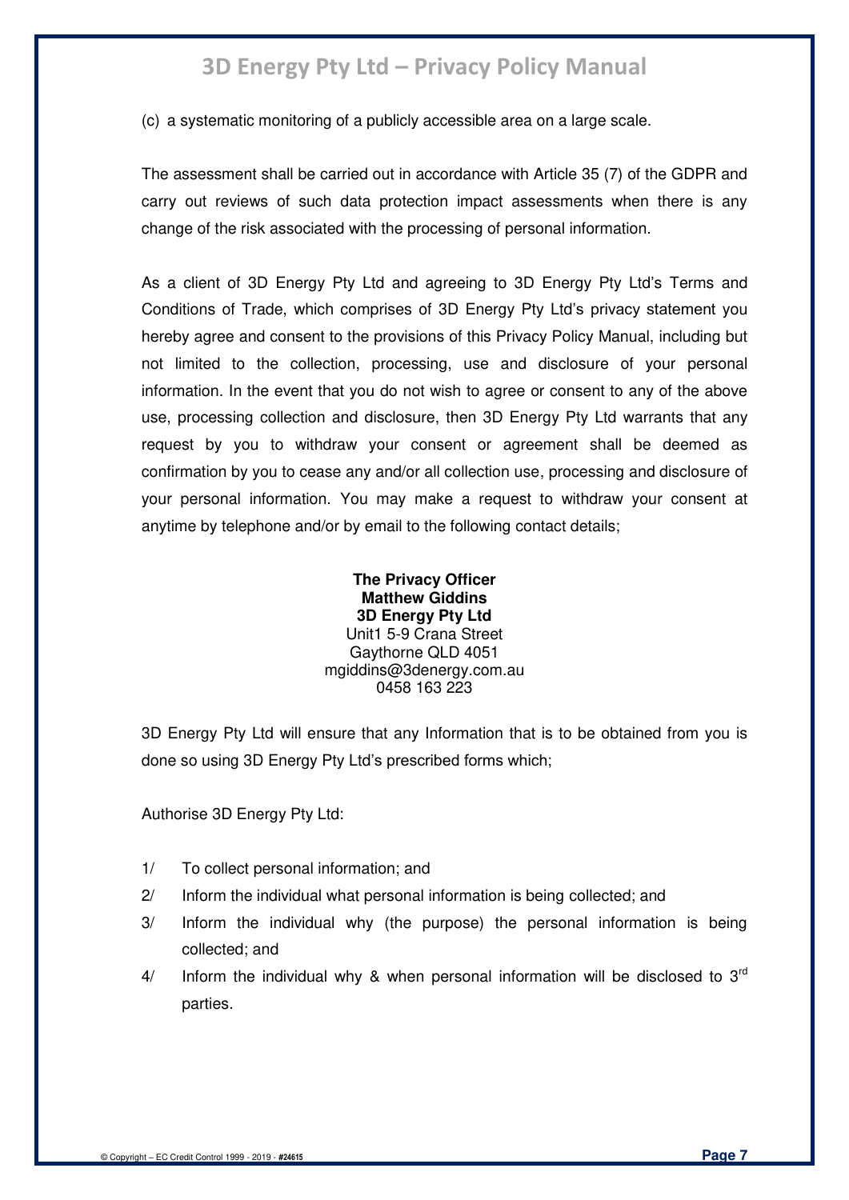(c) a systematic monitoring of a publicly accessible area on a large scale.

The assessment shall be carried out in accordance with Article 35 (7) of the GDPR and carry out reviews of such data protection impact assessments when there is any change of the risk associated with the processing of personal information.

As a client of 3D Energy Pty Ltd and agreeing to 3D Energy Pty Ltd's Terms and Conditions of Trade, which comprises of 3D Energy Pty Ltd's privacy statement you hereby agree and consent to the provisions of this Privacy Policy Manual, including but not limited to the collection, processing, use and disclosure of your personal information. In the event that you do not wish to agree or consent to any of the above use, processing collection and disclosure, then 3D Energy Pty Ltd warrants that any request by you to withdraw your consent or agreement shall be deemed as confirmation by you to cease any and/or all collection use, processing and disclosure of your personal information. You may make a request to withdraw your consent at anytime by telephone and/or by email to the following contact details;

**The Privacy Officer**
**Matthew Giddins**
**3D Energy Pty Ltd**
Unit1 5-9 Crana Street
Gaythorne QLD 4051
mgiddins@3denergy.com.au
0458 163 223

3D Energy Pty Ltd will ensure that any Information that is to be obtained from you is done so using 3D Energy Pty Ltd's prescribed forms which;

Authorise 3D Energy Pty Ltd:

1/ To collect personal information; and

2/ Inform the individual what personal information is being collected; and

3/ Inform the individual why (the purpose) the personal information is being collected; and

4/ Inform the individual why & when personal information will be disclosed to 3rd parties.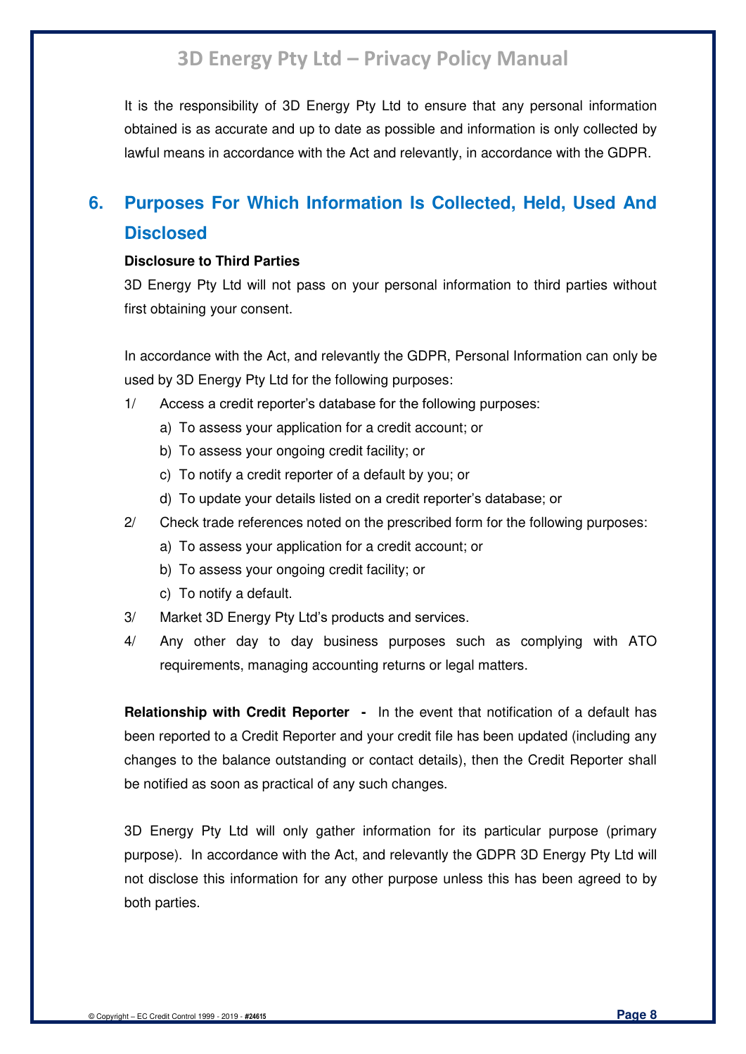It is the responsibility of 3D Energy Pty Ltd to ensure that any personal information obtained is as accurate and up to date as possible and information is only collected by lawful means in accordance with the Act and relevantly, in accordance with the GDPR.

## 6. Purposes For Which Information Is Collected, Held, Used And Disclosed

**Disclosure to Third Parties**

3D Energy Pty Ltd will not pass on your personal information to third parties without first obtaining your consent.

In accordance with the Act, and relevantly the GDPR, Personal Information can only be used by 3D Energy Pty Ltd for the following purposes:

1/ Access a credit reporter's database for the following purposes:
   a) To assess your application for a credit account; or
   b) To assess your ongoing credit facility; or
   c) To notify a credit reporter of a default by you; or
   d) To update your details listed on a credit reporter's database; or

2/ Check trade references noted on the prescribed form for the following purposes:
   a) To assess your application for a credit account; or
   b) To assess your ongoing credit facility; or
   c) To notify a default.

3/ Market 3D Energy Pty Ltd's products and services.

4/ Any other day to day business purposes such as complying with ATO requirements, managing accounting returns or legal matters.

**Relationship with Credit Reporter -** In the event that notification of a default has been reported to a Credit Reporter and your credit file has been updated (including any changes to the balance outstanding or contact details), then the Credit Reporter shall be notified as soon as practical of any such changes.

3D Energy Pty Ltd will only gather information for its particular purpose (primary purpose). In accordance with the Act, and relevantly the GDPR 3D Energy Pty Ltd will not disclose this information for any other purpose unless this has been agreed to by both parties.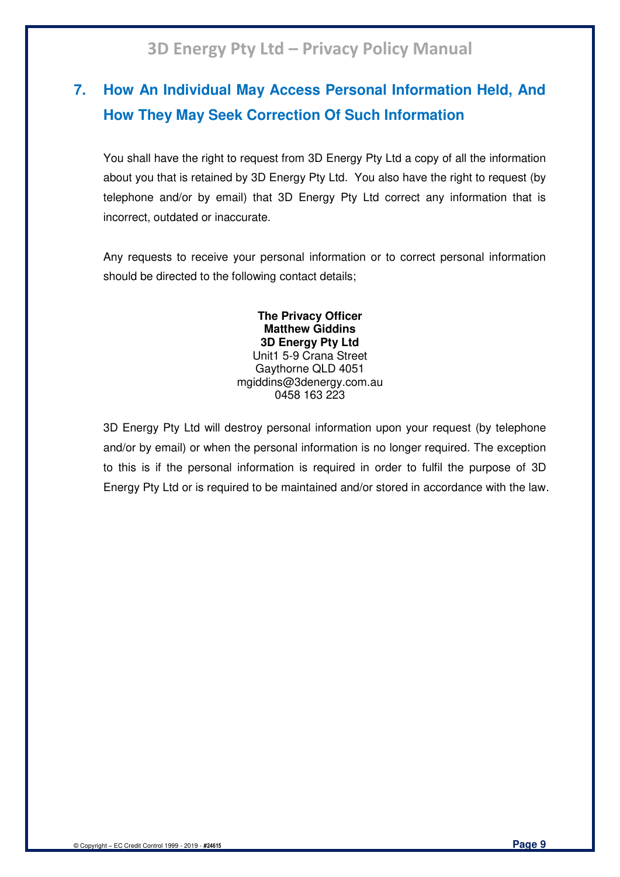## 7. How An Individual May Access Personal Information Held, And How They May Seek Correction Of Such Information

You shall have the right to request from 3D Energy Pty Ltd a copy of all the information about you that is retained by 3D Energy Pty Ltd. You also have the right to request (by telephone and/or by email) that 3D Energy Pty Ltd correct any information that is incorrect, outdated or inaccurate.

Any requests to receive your personal information or to correct personal information should be directed to the following contact details;

**The Privacy Officer**
**Matthew Giddins**
**3D Energy Pty Ltd**
Unit1 5-9 Crana Street
Gaythorne QLD 4051
mgiddins@3denergy.com.au
0458 163 223

3D Energy Pty Ltd will destroy personal information upon your request (by telephone and/or by email) or when the personal information is no longer required. The exception to this is if the personal information is required in order to fulfil the purpose of 3D Energy Pty Ltd or is required to be maintained and/or stored in accordance with the law.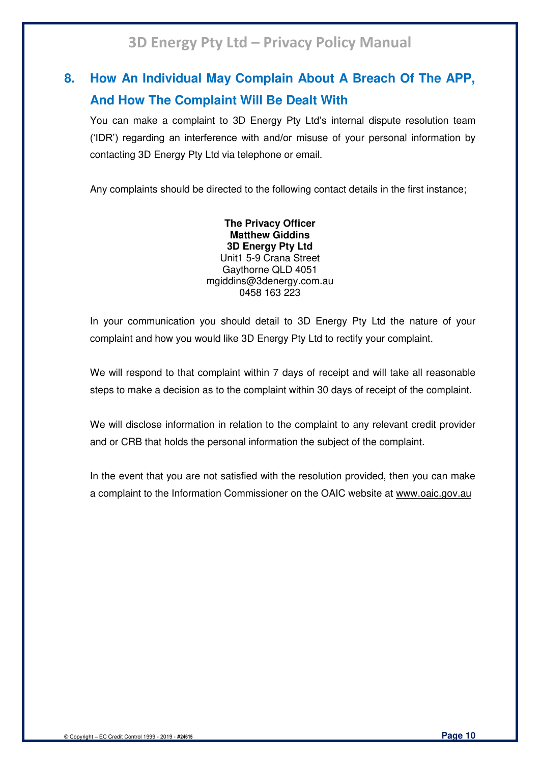## 8. How An Individual May Complain About A Breach Of The APP, And How The Complaint Will Be Dealt With

You can make a complaint to 3D Energy Pty Ltd's internal dispute resolution team ('IDR') regarding an interference with and/or misuse of your personal information by contacting 3D Energy Pty Ltd via telephone or email.

Any complaints should be directed to the following contact details in the first instance;

**The Privacy Officer**
**Matthew Giddins**
**3D Energy Pty Ltd**
Unit1 5-9 Crana Street
Gaythorne QLD 4051
mgiddins@3denergy.com.au
0458 163 223

In your communication you should detail to 3D Energy Pty Ltd the nature of your complaint and how you would like 3D Energy Pty Ltd to rectify your complaint.

We will respond to that complaint within 7 days of receipt and will take all reasonable steps to make a decision as to the complaint within 30 days of receipt of the complaint.

We will disclose information in relation to the complaint to any relevant credit provider and or CRB that holds the personal information the subject of the complaint.

In the event that you are not satisfied with the resolution provided, then you can make a complaint to the Information Commissioner on the OAIC website at www.oaic.gov.au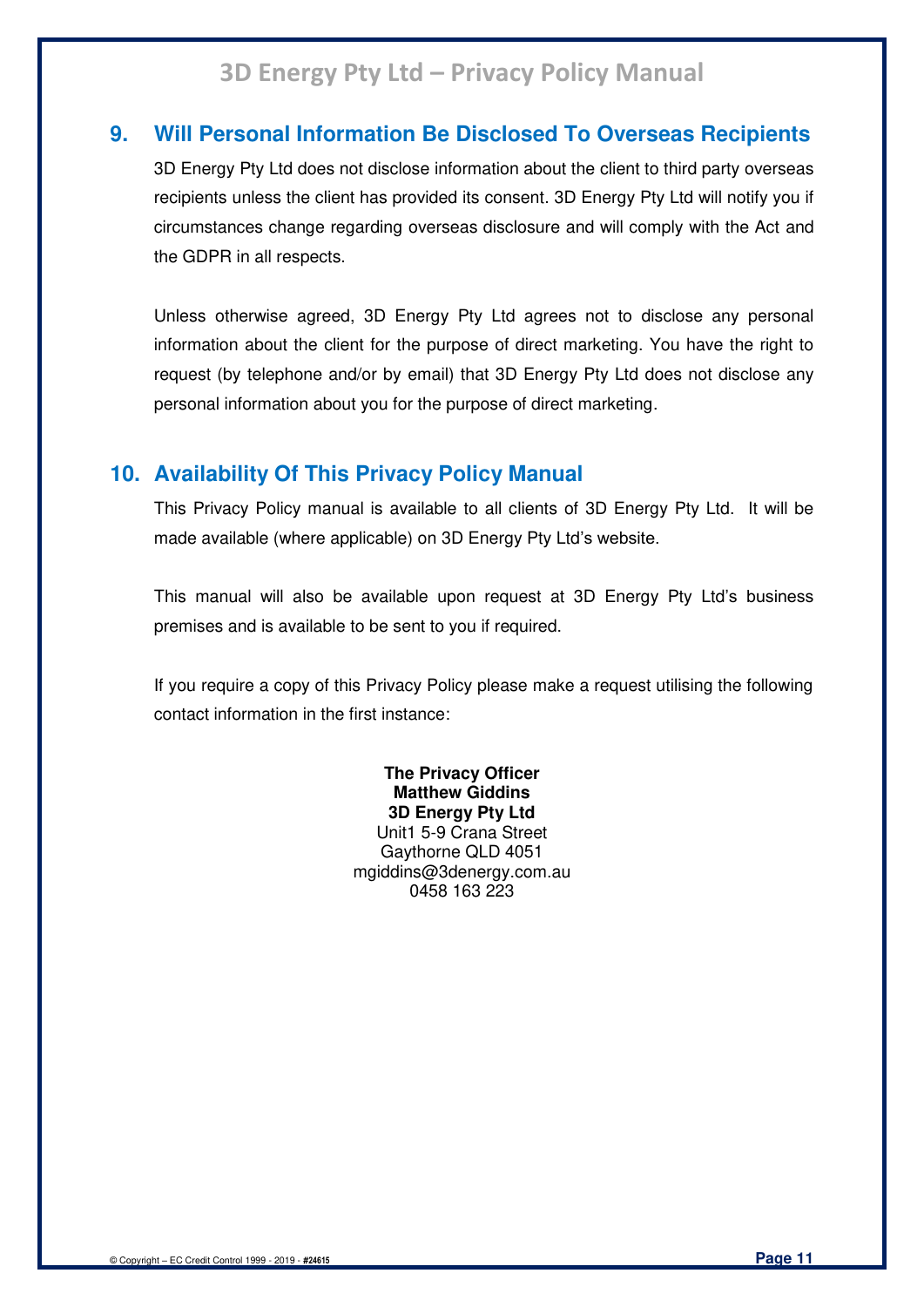## 9. Will Personal Information Be Disclosed To Overseas Recipients

3D Energy Pty Ltd does not disclose information about the client to third party overseas recipients unless the client has provided its consent. 3D Energy Pty Ltd will notify you if circumstances change regarding overseas disclosure and will comply with the Act and the GDPR in all respects.

Unless otherwise agreed, 3D Energy Pty Ltd agrees not to disclose any personal information about the client for the purpose of direct marketing. You have the right to request (by telephone and/or by email) that 3D Energy Pty Ltd does not disclose any personal information about you for the purpose of direct marketing.

## 10. Availability Of This Privacy Policy Manual

This Privacy Policy manual is available to all clients of 3D Energy Pty Ltd. It will be made available (where applicable) on 3D Energy Pty Ltd's website.

This manual will also be available upon request at 3D Energy Pty Ltd's business premises and is available to be sent to you if required.

If you require a copy of this Privacy Policy please make a request utilising the following contact information in the first instance:

**The Privacy Officer**
**Matthew Giddins**
**3D Energy Pty Ltd**
Unit1 5-9 Crana Street
Gaythorne QLD 4051
mgiddins@3denergy.com.au
0458 163 223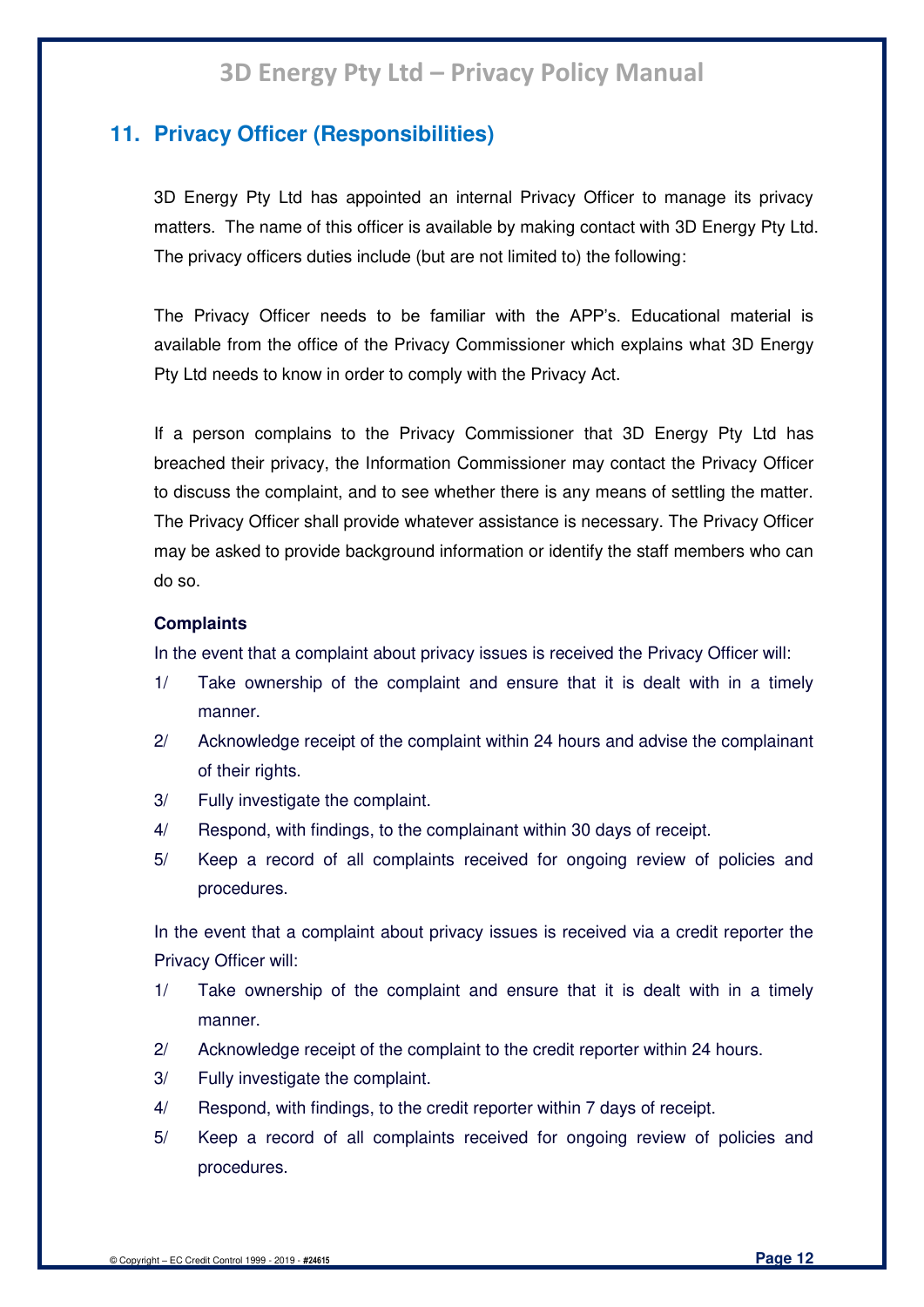## 11. Privacy Officer (Responsibilities)

3D Energy Pty Ltd has appointed an internal Privacy Officer to manage its privacy matters. The name of this officer is available by making contact with 3D Energy Pty Ltd. The privacy officers duties include (but are not limited to) the following:

The Privacy Officer needs to be familiar with the APP's. Educational material is available from the office of the Privacy Commissioner which explains what 3D Energy Pty Ltd needs to know in order to comply with the Privacy Act.

If a person complains to the Privacy Commissioner that 3D Energy Pty Ltd has breached their privacy, the Information Commissioner may contact the Privacy Officer to discuss the complaint, and to see whether there is any means of settling the matter. The Privacy Officer shall provide whatever assistance is necessary. The Privacy Officer may be asked to provide background information or identify the staff members who can do so.

**Complaints**

In the event that a complaint about privacy issues is received the Privacy Officer will:

1/ Take ownership of the complaint and ensure that it is dealt with in a timely manner.

2/ Acknowledge receipt of the complaint within 24 hours and advise the complainant of their rights.

3/ Fully investigate the complaint.

4/ Respond, with findings, to the complainant within 30 days of receipt.

5/ Keep a record of all complaints received for ongoing review of policies and procedures.

In the event that a complaint about privacy issues is received via a credit reporter the Privacy Officer will:

1/ Take ownership of the complaint and ensure that it is dealt with in a timely manner.

2/ Acknowledge receipt of the complaint to the credit reporter within 24 hours.

3/ Fully investigate the complaint.

4/ Respond, with findings, to the credit reporter within 7 days of receipt.

5/ Keep a record of all complaints received for ongoing review of policies and procedures.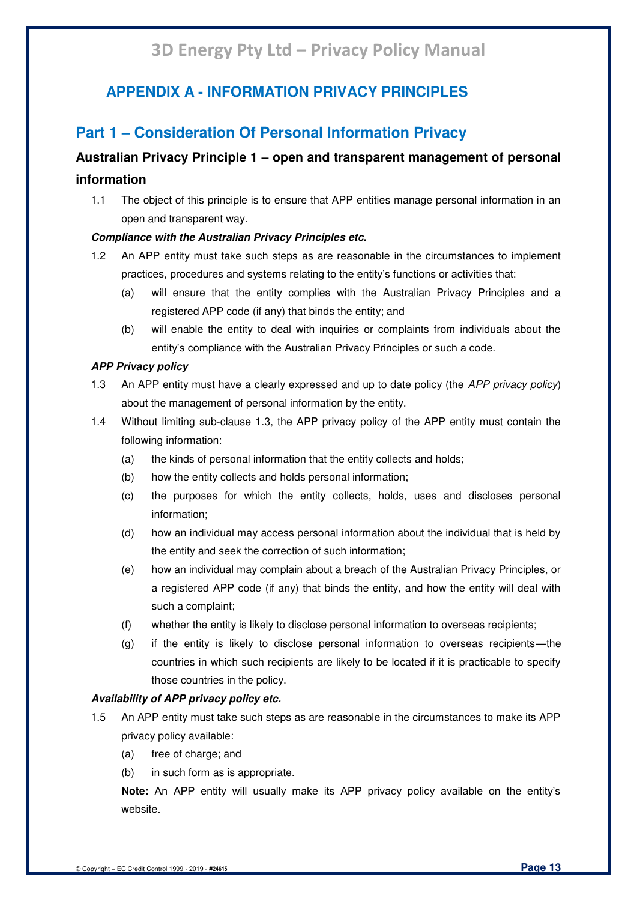## APPENDIX A - INFORMATION PRIVACY PRINCIPLES

## Part 1 – Consideration Of Personal Information Privacy

### Australian Privacy Principle 1 – open and transparent management of personal information

1.1 The object of this principle is to ensure that APP entities manage personal information in an open and transparent way.

***Compliance with the Australian Privacy Principles etc.***

1.2 An APP entity must take such steps as are reasonable in the circumstances to implement practices, procedures and systems relating to the entity's functions or activities that:

(a) will ensure that the entity complies with the Australian Privacy Principles and a registered APP code (if any) that binds the entity; and

(b) will enable the entity to deal with inquiries or complaints from individuals about the entity's compliance with the Australian Privacy Principles or such a code.

***APP Privacy policy***

1.3 An APP entity must have a clearly expressed and up to date policy (the *APP privacy policy*) about the management of personal information by the entity.

1.4 Without limiting sub-clause 1.3, the APP privacy policy of the APP entity must contain the following information:

(a) the kinds of personal information that the entity collects and holds;

(b) how the entity collects and holds personal information;

(c) the purposes for which the entity collects, holds, uses and discloses personal information;

(d) how an individual may access personal information about the individual that is held by the entity and seek the correction of such information;

(e) how an individual may complain about a breach of the Australian Privacy Principles, or a registered APP code (if any) that binds the entity, and how the entity will deal with such a complaint;

(f) whether the entity is likely to disclose personal information to overseas recipients;

(g) if the entity is likely to disclose personal information to overseas recipients—the countries in which such recipients are likely to be located if it is practicable to specify those countries in the policy.

***Availability of APP privacy policy etc.***

1.5 An APP entity must take such steps as are reasonable in the circumstances to make its APP privacy policy available:

(a) free of charge; and

(b) in such form as is appropriate.

**Note:** An APP entity will usually make its APP privacy policy available on the entity's website.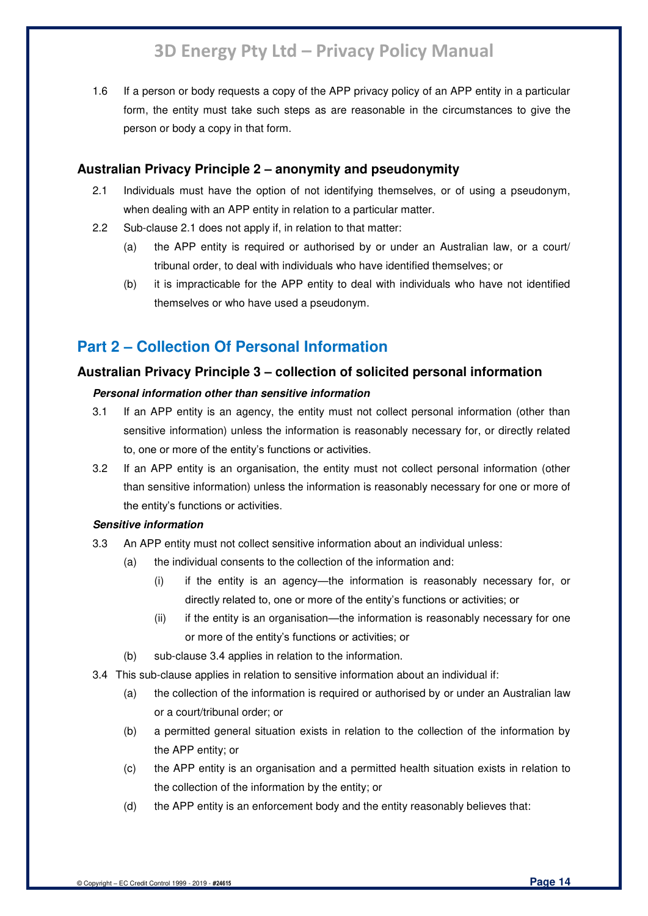1.6 If a person or body requests a copy of the APP privacy policy of an APP entity in a particular form, the entity must take such steps as are reasonable in the circumstances to give the person or body a copy in that form.

### Australian Privacy Principle 2 – anonymity and pseudonymity

2.1 Individuals must have the option of not identifying themselves, or of using a pseudonym, when dealing with an APP entity in relation to a particular matter.

2.2 Sub-clause 2.1 does not apply if, in relation to that matter:

(a) the APP entity is required or authorised by or under an Australian law, or a court/ tribunal order, to deal with individuals who have identified themselves; or

(b) it is impracticable for the APP entity to deal with individuals who have not identified themselves or who have used a pseudonym.

## Part 2 – Collection Of Personal Information

### Australian Privacy Principle 3 – collection of solicited personal information

***Personal information other than sensitive information***

3.1 If an APP entity is an agency, the entity must not collect personal information (other than sensitive information) unless the information is reasonably necessary for, or directly related to, one or more of the entity's functions or activities.

3.2 If an APP entity is an organisation, the entity must not collect personal information (other than sensitive information) unless the information is reasonably necessary for one or more of the entity's functions or activities.

***Sensitive information***

3.3 An APP entity must not collect sensitive information about an individual unless:

(a) the individual consents to the collection of the information and:

(i) if the entity is an agency—the information is reasonably necessary for, or directly related to, one or more of the entity's functions or activities; or

(ii) if the entity is an organisation—the information is reasonably necessary for one or more of the entity's functions or activities; or

(b) sub-clause 3.4 applies in relation to the information.

3.4 This sub-clause applies in relation to sensitive information about an individual if:

(a) the collection of the information is required or authorised by or under an Australian law or a court/tribunal order; or

(b) a permitted general situation exists in relation to the collection of the information by the APP entity; or

(c) the APP entity is an organisation and a permitted health situation exists in relation to the collection of the information by the entity; or

(d) the APP entity is an enforcement body and the entity reasonably believes that: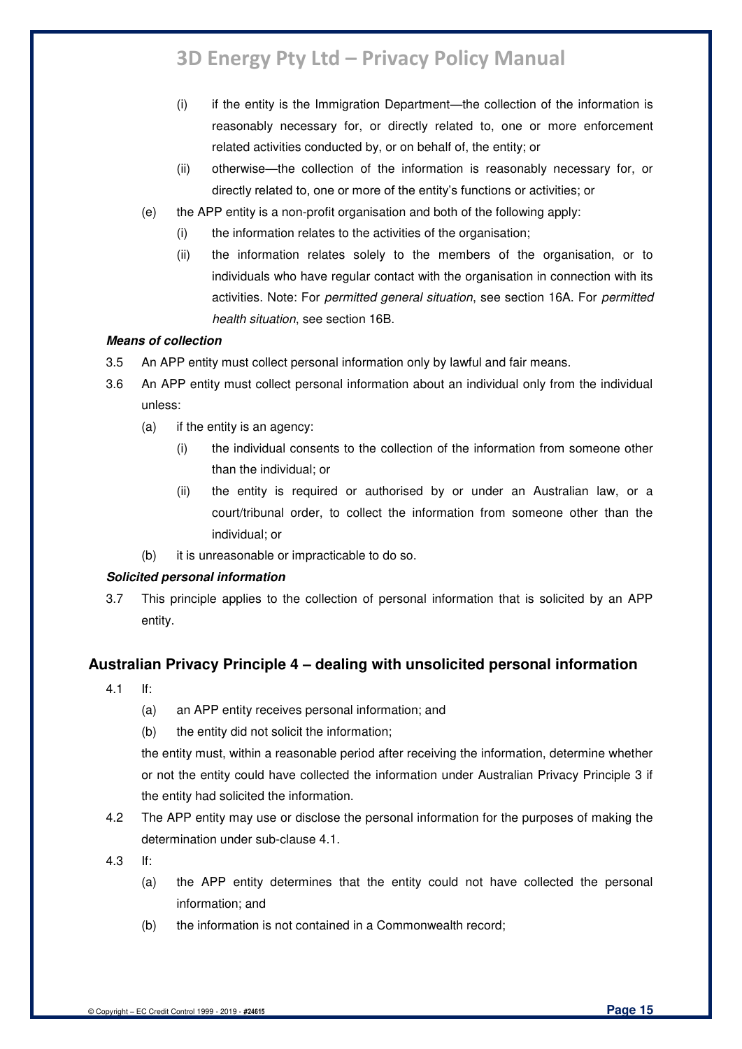- (i) if the entity is the Immigration Department—the collection of the information is reasonably necessary for, or directly related to, one or more enforcement related activities conducted by, or on behalf of, the entity; or
   - (ii) otherwise—the collection of the information is reasonably necessary for, or directly related to, one or more of the entity's functions or activities; or
- (e) the APP entity is a non-profit organisation and both of the following apply:
   - (i) the information relates to the activities of the organisation;
   - (ii) the information relates solely to the members of the organisation, or to individuals who have regular contact with the organisation in connection with its activities. Note: For *permitted general situation*, see section 16A. For *permitted health situation*, see section 16B.

***Means of collection***

3.5 An APP entity must collect personal information only by lawful and fair means.

3.6 An APP entity must collect personal information about an individual only from the individual unless:

- (a) if the entity is an agency:
   - (i) the individual consents to the collection of the information from someone other than the individual; or
   - (ii) the entity is required or authorised by or under an Australian law, or a court/tribunal order, to collect the information from someone other than the individual; or
- (b) it is unreasonable or impracticable to do so.

***Solicited personal information***

3.7 This principle applies to the collection of personal information that is solicited by an APP entity.

## Australian Privacy Principle 4 – dealing with unsolicited personal information

4.1 If:

- (a) an APP entity receives personal information; and
- (b) the entity did not solicit the information;

the entity must, within a reasonable period after receiving the information, determine whether or not the entity could have collected the information under Australian Privacy Principle 3 if the entity had solicited the information.

4.2 The APP entity may use or disclose the personal information for the purposes of making the determination under sub-clause 4.1.

4.3 If:

- (a) the APP entity determines that the entity could not have collected the personal information; and
- (b) the information is not contained in a Commonwealth record;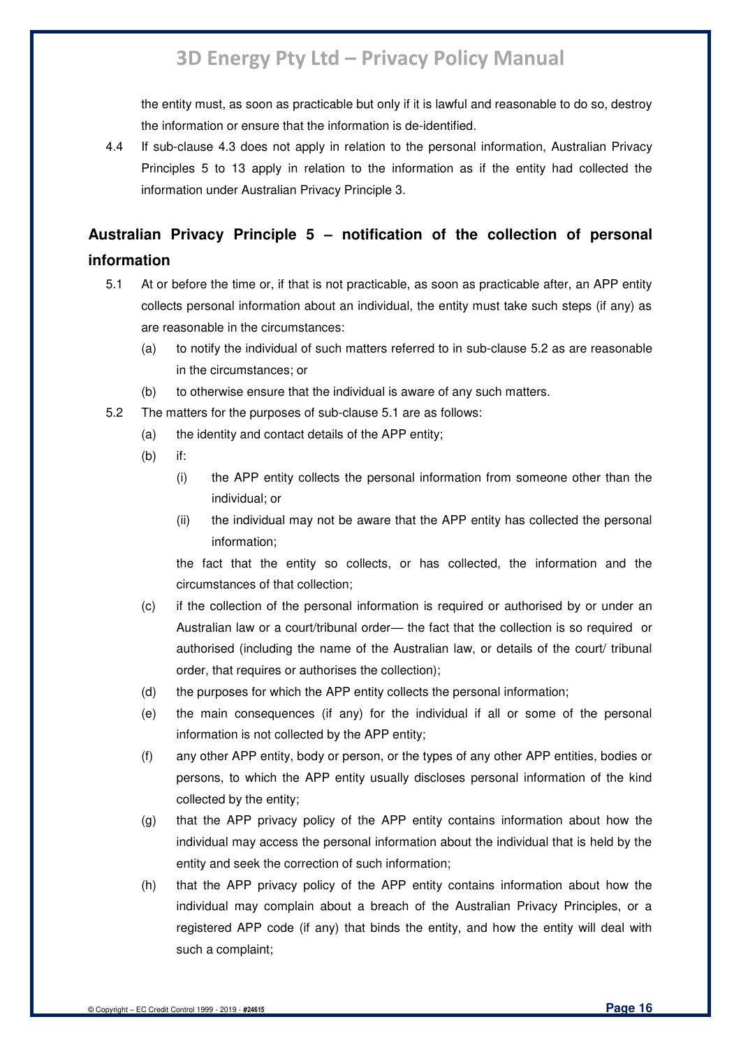the entity must, as soon as practicable but only if it is lawful and reasonable to do so, destroy the information or ensure that the information is de-identified.

4.4 If sub-clause 4.3 does not apply in relation to the personal information, Australian Privacy Principles 5 to 13 apply in relation to the information as if the entity had collected the information under Australian Privacy Principle 3.

## Australian Privacy Principle 5 – notification of the collection of personal information

5.1 At or before the time or, if that is not practicable, as soon as practicable after, an APP entity collects personal information about an individual, the entity must take such steps (if any) as are reasonable in the circumstances:

- (a) to notify the individual of such matters referred to in sub-clause 5.2 as are reasonable in the circumstances; or
- (b) to otherwise ensure that the individual is aware of any such matters.

5.2 The matters for the purposes of sub-clause 5.1 are as follows:

- (a) the identity and contact details of the APP entity;
- (b) if:
  - (i) the APP entity collects the personal information from someone other than the individual; or
  - (ii) the individual may not be aware that the APP entity has collected the personal information;

  the fact that the entity so collects, or has collected, the information and the circumstances of that collection;
- (c) if the collection of the personal information is required or authorised by or under an Australian law or a court/tribunal order— the fact that the collection is so required or authorised (including the name of the Australian law, or details of the court/ tribunal order, that requires or authorises the collection);
- (d) the purposes for which the APP entity collects the personal information;
- (e) the main consequences (if any) for the individual if all or some of the personal information is not collected by the APP entity;
- (f) any other APP entity, body or person, or the types of any other APP entities, bodies or persons, to which the APP entity usually discloses personal information of the kind collected by the entity;
- (g) that the APP privacy policy of the APP entity contains information about how the individual may access the personal information about the individual that is held by the entity and seek the correction of such information;
- (h) that the APP privacy policy of the APP entity contains information about how the individual may complain about a breach of the Australian Privacy Principles, or a registered APP code (if any) that binds the entity, and how the entity will deal with such a complaint;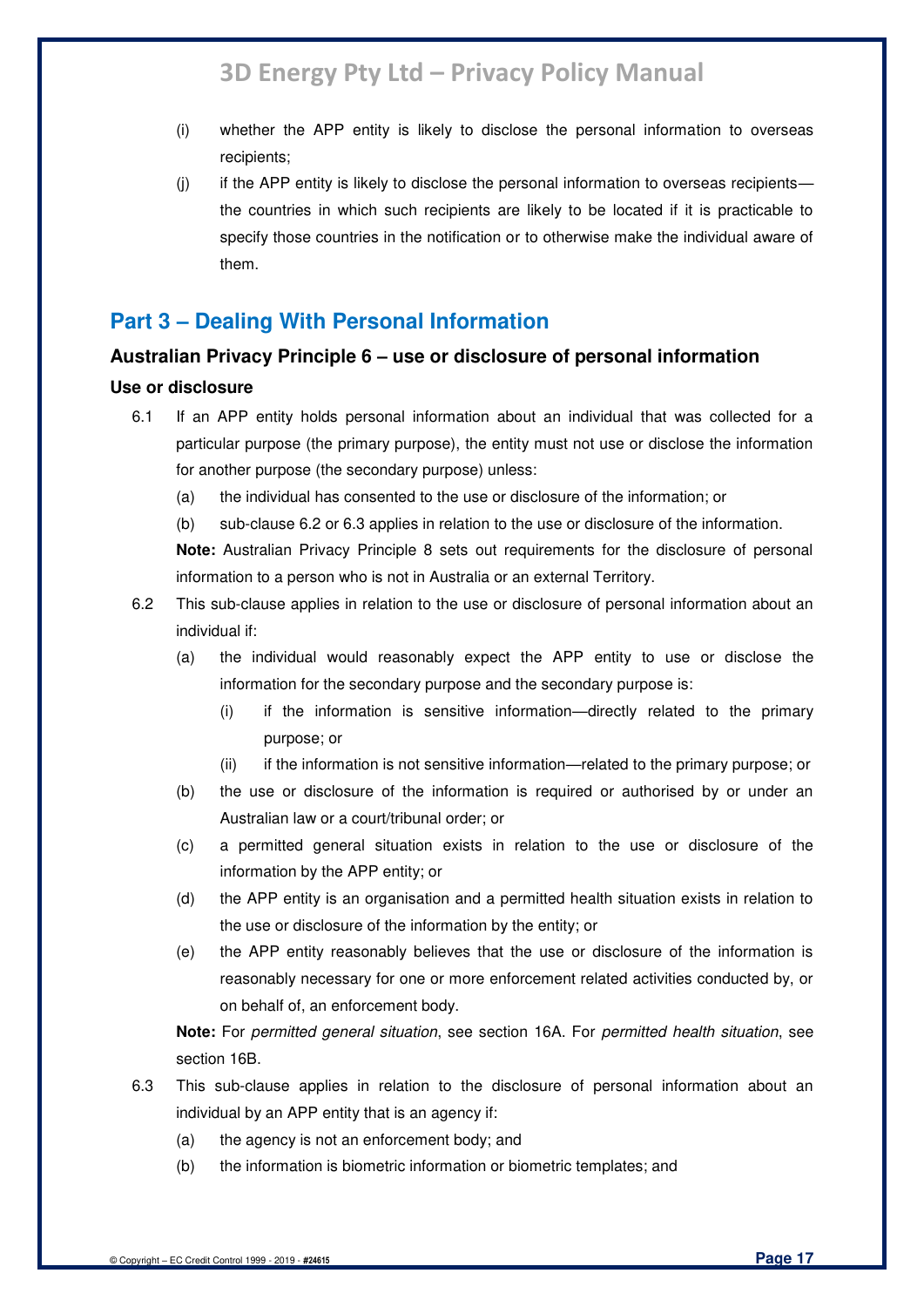(i) whether the APP entity is likely to disclose the personal information to overseas recipients;

(j) if the APP entity is likely to disclose the personal information to overseas recipients—the countries in which such recipients are likely to be located if it is practicable to specify those countries in the notification or to otherwise make the individual aware of them.

## Part 3 – Dealing With Personal Information

### Australian Privacy Principle 6 – use or disclosure of personal information

#### Use or disclosure

6.1 If an APP entity holds personal information about an individual that was collected for a particular purpose (the primary purpose), the entity must not use or disclose the information for another purpose (the secondary purpose) unless:

(a) the individual has consented to the use or disclosure of the information; or

(b) sub-clause 6.2 or 6.3 applies in relation to the use or disclosure of the information.

**Note:** Australian Privacy Principle 8 sets out requirements for the disclosure of personal information to a person who is not in Australia or an external Territory.

6.2 This sub-clause applies in relation to the use or disclosure of personal information about an individual if:

(a) the individual would reasonably expect the APP entity to use or disclose the information for the secondary purpose and the secondary purpose is:

(i) if the information is sensitive information—directly related to the primary purpose; or

(ii) if the information is not sensitive information—related to the primary purpose; or

(b) the use or disclosure of the information is required or authorised by or under an Australian law or a court/tribunal order; or

(c) a permitted general situation exists in relation to the use or disclosure of the information by the APP entity; or

(d) the APP entity is an organisation and a permitted health situation exists in relation to the use or disclosure of the information by the entity; or

(e) the APP entity reasonably believes that the use or disclosure of the information is reasonably necessary for one or more enforcement related activities conducted by, or on behalf of, an enforcement body.

**Note:** For *permitted general situation*, see section 16A. For *permitted health situation*, see section 16B.

6.3 This sub-clause applies in relation to the disclosure of personal information about an individual by an APP entity that is an agency if:

(a) the agency is not an enforcement body; and

(b) the information is biometric information or biometric templates; and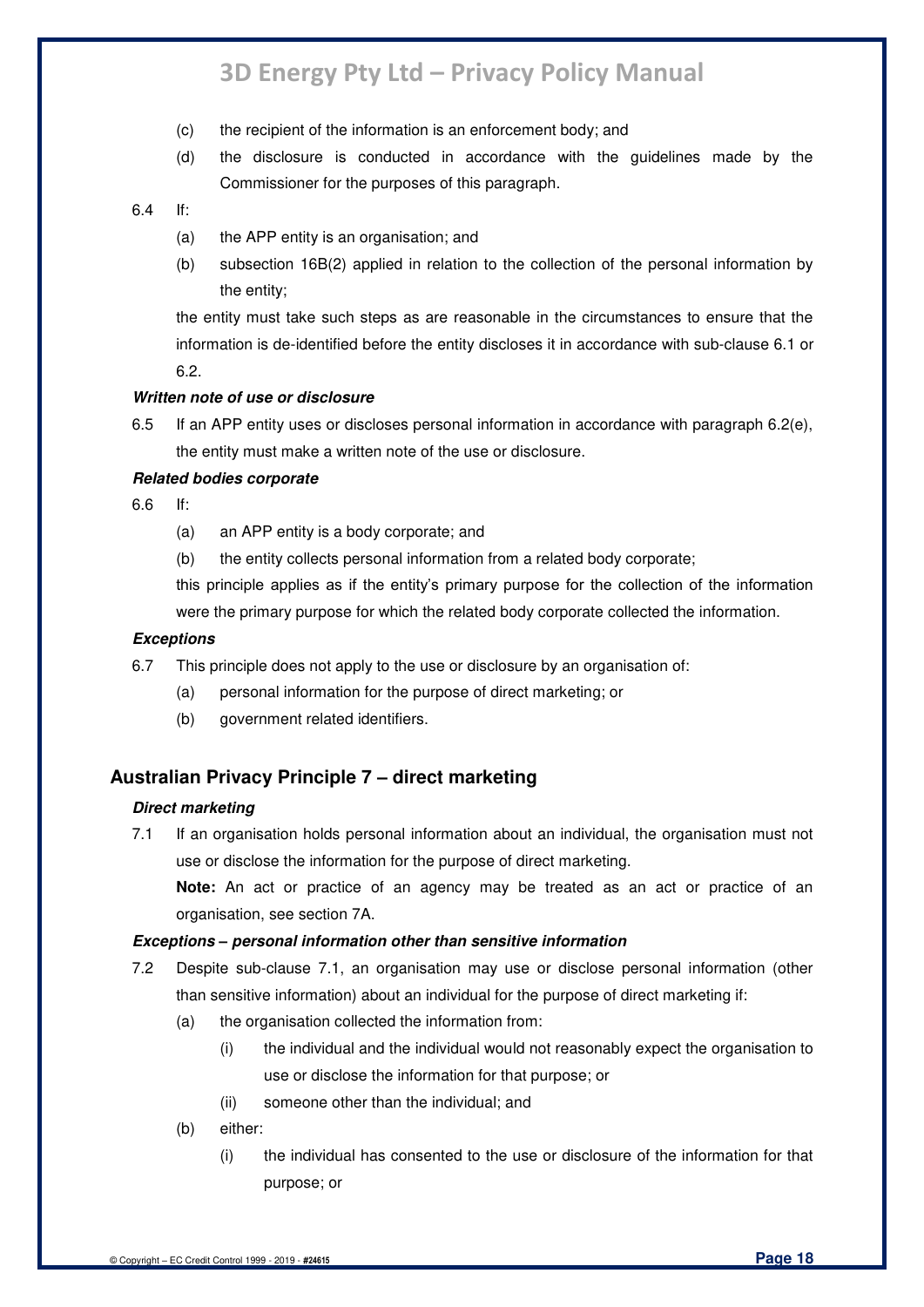(c) the recipient of the information is an enforcement body; and

(d) the disclosure is conducted in accordance with the guidelines made by the Commissioner for the purposes of this paragraph.

6.4 If:

(a) the APP entity is an organisation; and

(b) subsection 16B(2) applied in relation to the collection of the personal information by the entity;

the entity must take such steps as are reasonable in the circumstances to ensure that the information is de-identified before the entity discloses it in accordance with sub-clause 6.1 or 6.2.

***Written note of use or disclosure***

6.5 If an APP entity uses or discloses personal information in accordance with paragraph 6.2(e), the entity must make a written note of the use or disclosure.

***Related bodies corporate***

6.6 If:

(a) an APP entity is a body corporate; and

(b) the entity collects personal information from a related body corporate;

this principle applies as if the entity's primary purpose for the collection of the information were the primary purpose for which the related body corporate collected the information.

***Exceptions***

6.7 This principle does not apply to the use or disclosure by an organisation of:

(a) personal information for the purpose of direct marketing; or

(b) government related identifiers.

## Australian Privacy Principle 7 – direct marketing

***Direct marketing***

7.1 If an organisation holds personal information about an individual, the organisation must not use or disclose the information for the purpose of direct marketing.

**Note:** An act or practice of an agency may be treated as an act or practice of an organisation, see section 7A.

***Exceptions – personal information other than sensitive information***

7.2 Despite sub-clause 7.1, an organisation may use or disclose personal information (other than sensitive information) about an individual for the purpose of direct marketing if:

(a) the organisation collected the information from:

(i) the individual and the individual would not reasonably expect the organisation to use or disclose the information for that purpose; or

(ii) someone other than the individual; and

(b) either:

(i) the individual has consented to the use or disclosure of the information for that purpose; or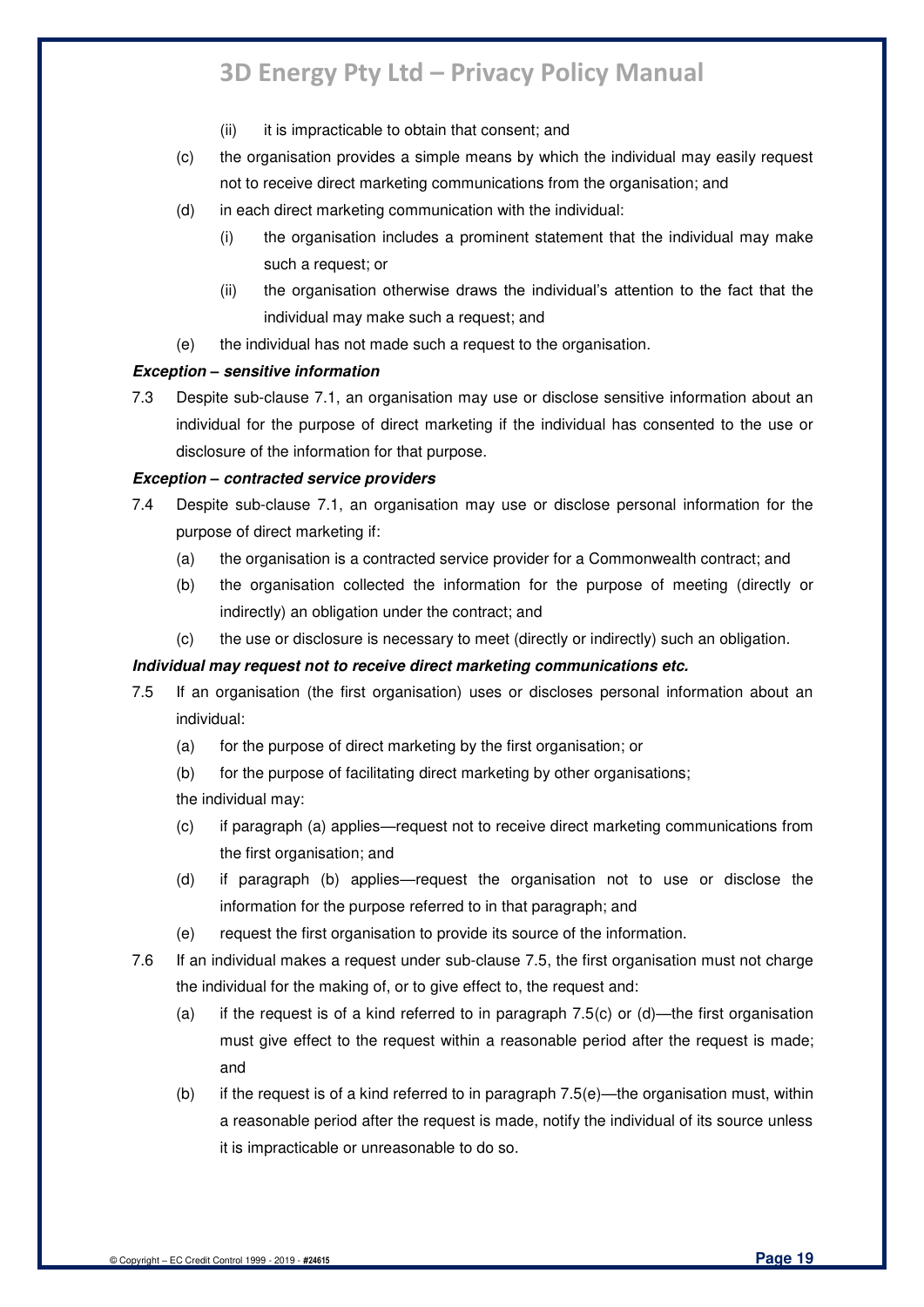(ii) it is impracticable to obtain that consent; and

(c) the organisation provides a simple means by which the individual may easily request not to receive direct marketing communications from the organisation; and

(d) in each direct marketing communication with the individual:

  (i) the organisation includes a prominent statement that the individual may make such a request; or

  (ii) the organisation otherwise draws the individual's attention to the fact that the individual may make such a request; and

(e) the individual has not made such a request to the organisation.

***Exception – sensitive information***

7.3 Despite sub-clause 7.1, an organisation may use or disclose sensitive information about an individual for the purpose of direct marketing if the individual has consented to the use or disclosure of the information for that purpose.

***Exception – contracted service providers***

7.4 Despite sub-clause 7.1, an organisation may use or disclose personal information for the purpose of direct marketing if:

(a) the organisation is a contracted service provider for a Commonwealth contract; and

(b) the organisation collected the information for the purpose of meeting (directly or indirectly) an obligation under the contract; and

(c) the use or disclosure is necessary to meet (directly or indirectly) such an obligation.

***Individual may request not to receive direct marketing communications etc.***

7.5 If an organisation (the first organisation) uses or discloses personal information about an individual:

(a) for the purpose of direct marketing by the first organisation; or

(b) for the purpose of facilitating direct marketing by other organisations;

the individual may:

(c) if paragraph (a) applies—request not to receive direct marketing communications from the first organisation; and

(d) if paragraph (b) applies—request the organisation not to use or disclose the information for the purpose referred to in that paragraph; and

(e) request the first organisation to provide its source of the information.

7.6 If an individual makes a request under sub-clause 7.5, the first organisation must not charge the individual for the making of, or to give effect to, the request and:

(a) if the request is of a kind referred to in paragraph 7.5(c) or (d)—the first organisation must give effect to the request within a reasonable period after the request is made; and

(b) if the request is of a kind referred to in paragraph 7.5(e)—the organisation must, within a reasonable period after the request is made, notify the individual of its source unless it is impracticable or unreasonable to do so.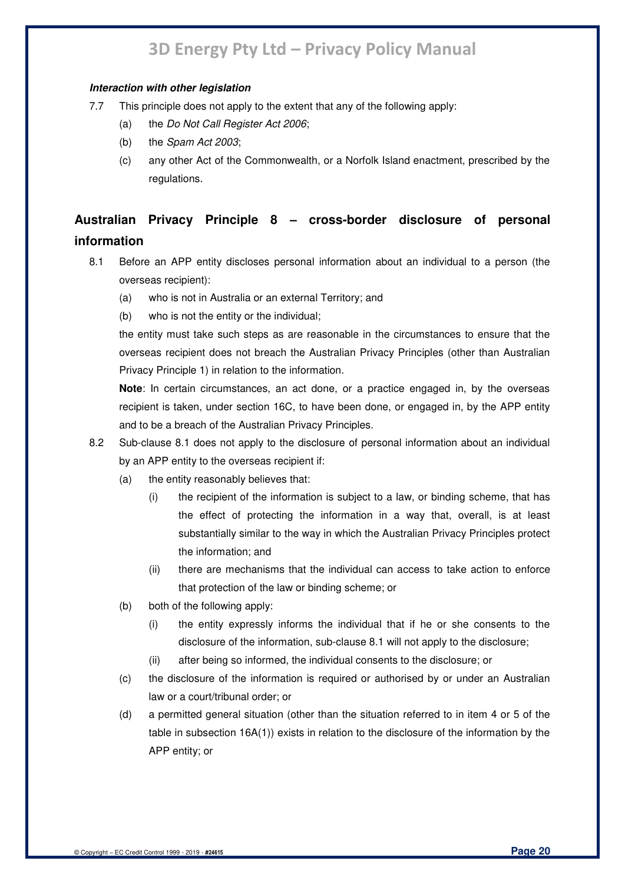***Interaction with other legislation***

7.7 This principle does not apply to the extent that any of the following apply:

- (a) the *Do Not Call Register Act 2006*;
- (b) the *Spam Act 2003*;
- (c) any other Act of the Commonwealth, or a Norfolk Island enactment, prescribed by the regulations.

## Australian Privacy Principle 8 – cross-border disclosure of personal information

8.1 Before an APP entity discloses personal information about an individual to a person (the overseas recipient):

- (a) who is not in Australia or an external Territory; and
- (b) who is not the entity or the individual;

the entity must take such steps as are reasonable in the circumstances to ensure that the overseas recipient does not breach the Australian Privacy Principles (other than Australian Privacy Principle 1) in relation to the information.

**Note**: In certain circumstances, an act done, or a practice engaged in, by the overseas recipient is taken, under section 16C, to have been done, or engaged in, by the APP entity and to be a breach of the Australian Privacy Principles.

8.2 Sub-clause 8.1 does not apply to the disclosure of personal information about an individual by an APP entity to the overseas recipient if:

- (a) the entity reasonably believes that:
  - (i) the recipient of the information is subject to a law, or binding scheme, that has the effect of protecting the information in a way that, overall, is at least substantially similar to the way in which the Australian Privacy Principles protect the information; and
  - (ii) there are mechanisms that the individual can access to take action to enforce that protection of the law or binding scheme; or
- (b) both of the following apply:
  - (i) the entity expressly informs the individual that if he or she consents to the disclosure of the information, sub-clause 8.1 will not apply to the disclosure;
  - (ii) after being so informed, the individual consents to the disclosure; or
- (c) the disclosure of the information is required or authorised by or under an Australian law or a court/tribunal order; or
- (d) a permitted general situation (other than the situation referred to in item 4 or 5 of the table in subsection 16A(1)) exists in relation to the disclosure of the information by the APP entity; or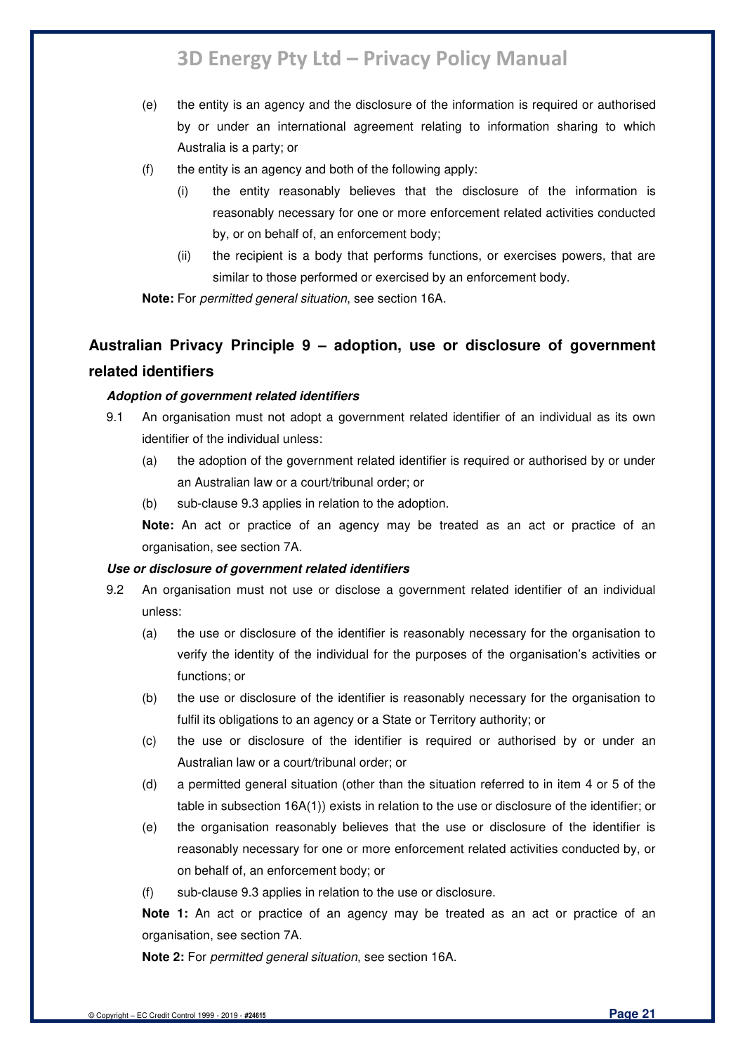(e) the entity is an agency and the disclosure of the information is required or authorised by or under an international agreement relating to information sharing to which Australia is a party; or

(f) the entity is an agency and both of the following apply:

 (i) the entity reasonably believes that the disclosure of the information is reasonably necessary for one or more enforcement related activities conducted by, or on behalf of, an enforcement body;

 (ii) the recipient is a body that performs functions, or exercises powers, that are similar to those performed or exercised by an enforcement body.

**Note:** For *permitted general situation*, see section 16A.

## Australian Privacy Principle 9 – adoption, use or disclosure of government related identifiers

### *Adoption of government related identifiers*

9.1 An organisation must not adopt a government related identifier of an individual as its own identifier of the individual unless:

 (a) the adoption of the government related identifier is required or authorised by or under an Australian law or a court/tribunal order; or

 (b) sub-clause 9.3 applies in relation to the adoption.

 **Note:** An act or practice of an agency may be treated as an act or practice of an organisation, see section 7A.

### *Use or disclosure of government related identifiers*

9.2 An organisation must not use or disclose a government related identifier of an individual unless:

 (a) the use or disclosure of the identifier is reasonably necessary for the organisation to verify the identity of the individual for the purposes of the organisation's activities or functions; or

 (b) the use or disclosure of the identifier is reasonably necessary for the organisation to fulfil its obligations to an agency or a State or Territory authority; or

 (c) the use or disclosure of the identifier is required or authorised by or under an Australian law or a court/tribunal order; or

 (d) a permitted general situation (other than the situation referred to in item 4 or 5 of the table in subsection 16A(1)) exists in relation to the use or disclosure of the identifier; or

 (e) the organisation reasonably believes that the use or disclosure of the identifier is reasonably necessary for one or more enforcement related activities conducted by, or on behalf of, an enforcement body; or

 (f) sub-clause 9.3 applies in relation to the use or disclosure.

 **Note 1:** An act or practice of an agency may be treated as an act or practice of an organisation, see section 7A.

 **Note 2:** For *permitted general situation*, see section 16A.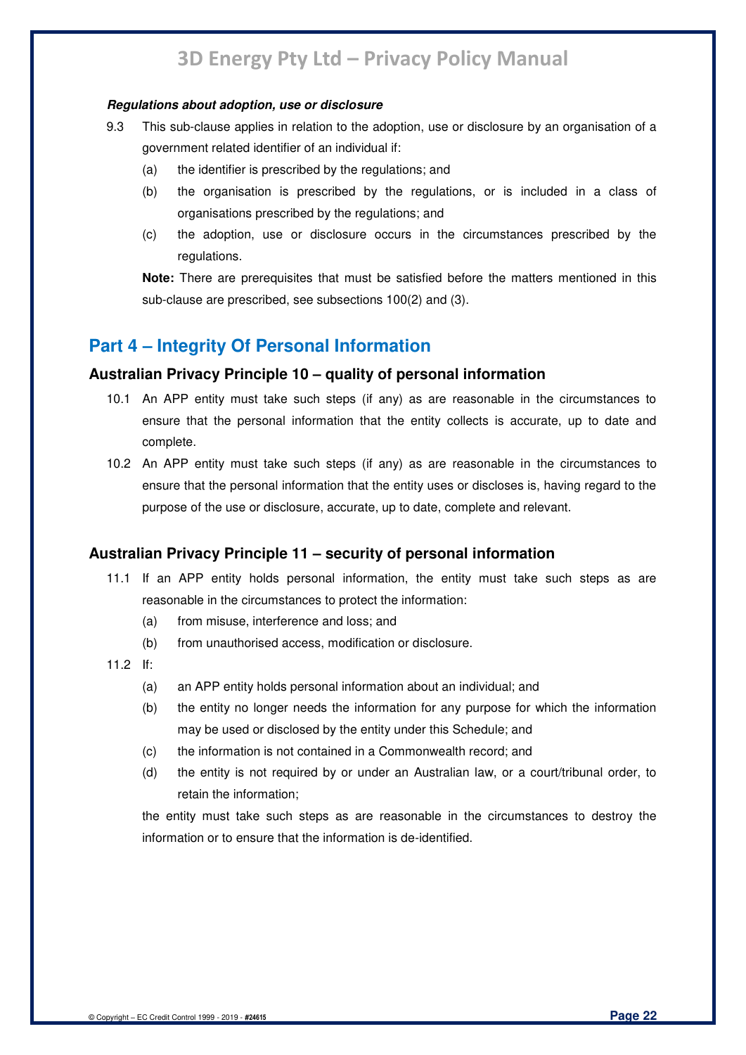***Regulations about adoption, use or disclosure***

9.3 This sub-clause applies in relation to the adoption, use or disclosure by an organisation of a government related identifier of an individual if:

   (a) the identifier is prescribed by the regulations; and

   (b) the organisation is prescribed by the regulations, or is included in a class of organisations prescribed by the regulations; and

   (c) the adoption, use or disclosure occurs in the circumstances prescribed by the regulations.

   **Note:** There are prerequisites that must be satisfied before the matters mentioned in this sub-clause are prescribed, see subsections 100(2) and (3).

## Part 4 – Integrity Of Personal Information

### Australian Privacy Principle 10 – quality of personal information

10.1 An APP entity must take such steps (if any) as are reasonable in the circumstances to ensure that the personal information that the entity collects is accurate, up to date and complete.

10.2 An APP entity must take such steps (if any) as are reasonable in the circumstances to ensure that the personal information that the entity uses or discloses is, having regard to the purpose of the use or disclosure, accurate, up to date, complete and relevant.

### Australian Privacy Principle 11 – security of personal information

11.1 If an APP entity holds personal information, the entity must take such steps as are reasonable in the circumstances to protect the information:

   (a) from misuse, interference and loss; and

   (b) from unauthorised access, modification or disclosure.

11.2 If:

   (a) an APP entity holds personal information about an individual; and

   (b) the entity no longer needs the information for any purpose for which the information may be used or disclosed by the entity under this Schedule; and

   (c) the information is not contained in a Commonwealth record; and

   (d) the entity is not required by or under an Australian law, or a court/tribunal order, to retain the information;

   the entity must take such steps as are reasonable in the circumstances to destroy the information or to ensure that the information is de-identified.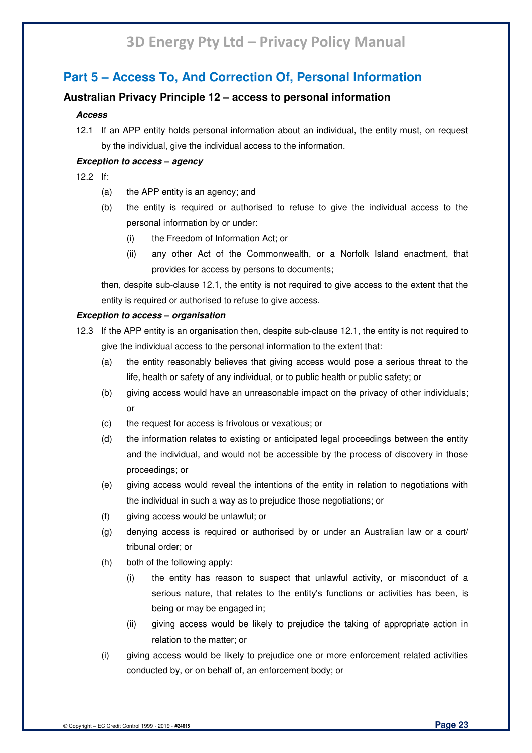## Part 5 – Access To, And Correction Of, Personal Information

### Australian Privacy Principle 12 – access to personal information

***Access***

12.1 If an APP entity holds personal information about an individual, the entity must, on request by the individual, give the individual access to the information.

***Exception to access – agency***

12.2 If:

- (a) the APP entity is an agency; and
- (b) the entity is required or authorised to refuse to give the individual access to the personal information by or under:
  - (i) the Freedom of Information Act; or
  - (ii) any other Act of the Commonwealth, or a Norfolk Island enactment, that provides for access by persons to documents;

then, despite sub-clause 12.1, the entity is not required to give access to the extent that the entity is required or authorised to refuse to give access.

***Exception to access – organisation***

12.3 If the APP entity is an organisation then, despite sub-clause 12.1, the entity is not required to give the individual access to the personal information to the extent that:

- (a) the entity reasonably believes that giving access would pose a serious threat to the life, health or safety of any individual, or to public health or public safety; or
- (b) giving access would have an unreasonable impact on the privacy of other individuals; or
- (c) the request for access is frivolous or vexatious; or
- (d) the information relates to existing or anticipated legal proceedings between the entity and the individual, and would not be accessible by the process of discovery in those proceedings; or
- (e) giving access would reveal the intentions of the entity in relation to negotiations with the individual in such a way as to prejudice those negotiations; or
- (f) giving access would be unlawful; or
- (g) denying access is required or authorised by or under an Australian law or a court/ tribunal order; or
- (h) both of the following apply:
  - (i) the entity has reason to suspect that unlawful activity, or misconduct of a serious nature, that relates to the entity's functions or activities has been, is being or may be engaged in;
  - (ii) giving access would be likely to prejudice the taking of appropriate action in relation to the matter; or
- (i) giving access would be likely to prejudice one or more enforcement related activities conducted by, or on behalf of, an enforcement body; or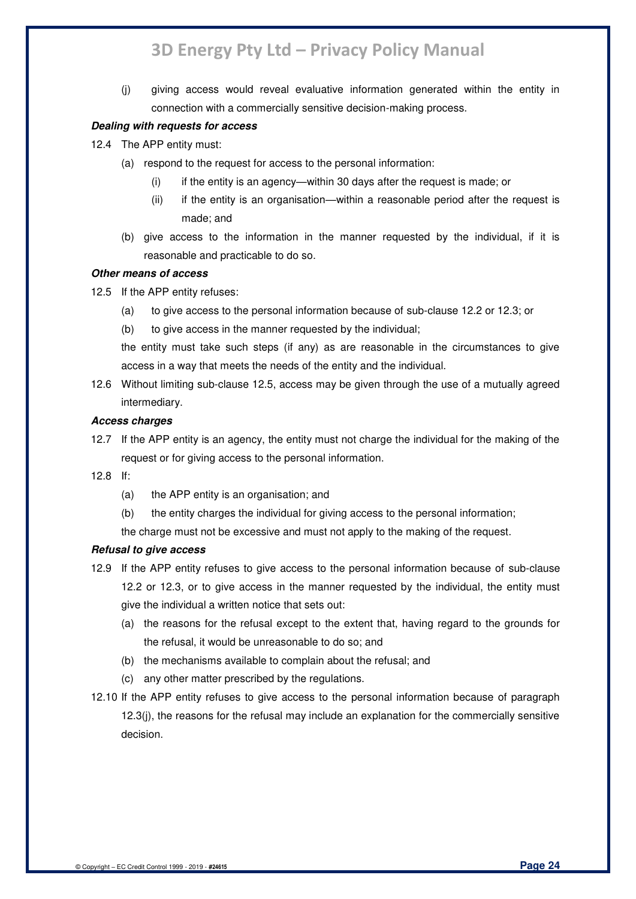(j) giving access would reveal evaluative information generated within the entity in connection with a commercially sensitive decision-making process.

***Dealing with requests for access***

12.4 The APP entity must:

(a) respond to the request for access to the personal information:

(i) if the entity is an agency—within 30 days after the request is made; or

(ii) if the entity is an organisation—within a reasonable period after the request is made; and

(b) give access to the information in the manner requested by the individual, if it is reasonable and practicable to do so.

***Other means of access***

12.5 If the APP entity refuses:

(a) to give access to the personal information because of sub-clause 12.2 or 12.3; or

(b) to give access in the manner requested by the individual;

the entity must take such steps (if any) as are reasonable in the circumstances to give access in a way that meets the needs of the entity and the individual.

12.6 Without limiting sub-clause 12.5, access may be given through the use of a mutually agreed intermediary.

***Access charges***

12.7 If the APP entity is an agency, the entity must not charge the individual for the making of the request or for giving access to the personal information.

12.8 If:

(a) the APP entity is an organisation; and

(b) the entity charges the individual for giving access to the personal information;

the charge must not be excessive and must not apply to the making of the request.

***Refusal to give access***

12.9 If the APP entity refuses to give access to the personal information because of sub-clause 12.2 or 12.3, or to give access in the manner requested by the individual, the entity must give the individual a written notice that sets out:

(a) the reasons for the refusal except to the extent that, having regard to the grounds for the refusal, it would be unreasonable to do so; and

(b) the mechanisms available to complain about the refusal; and

(c) any other matter prescribed by the regulations.

12.10 If the APP entity refuses to give access to the personal information because of paragraph 12.3(j), the reasons for the refusal may include an explanation for the commercially sensitive decision.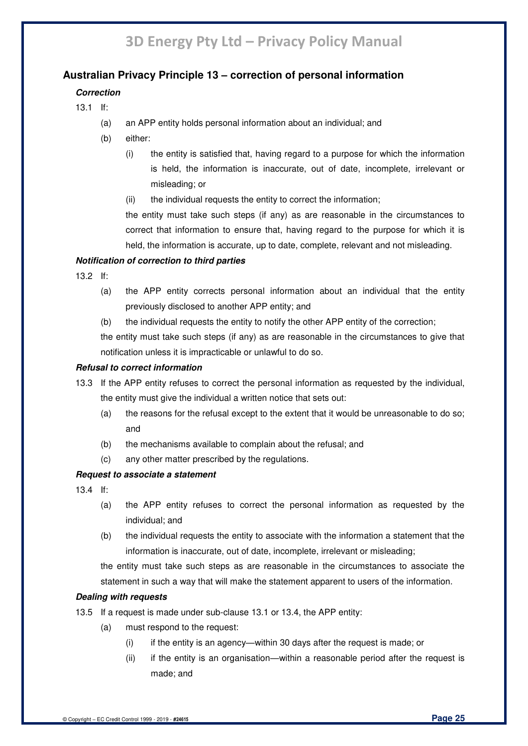## Australian Privacy Principle 13 – correction of personal information

***Correction***

13.1 If:

- (a) an APP entity holds personal information about an individual; and
- (b) either:
  - (i) the entity is satisfied that, having regard to a purpose for which the information is held, the information is inaccurate, out of date, incomplete, irrelevant or misleading; or
  - (ii) the individual requests the entity to correct the information;

  the entity must take such steps (if any) as are reasonable in the circumstances to correct that information to ensure that, having regard to the purpose for which it is held, the information is accurate, up to date, complete, relevant and not misleading.

***Notification of correction to third parties***

13.2 If:

- (a) the APP entity corrects personal information about an individual that the entity previously disclosed to another APP entity; and
- (b) the individual requests the entity to notify the other APP entity of the correction;

the entity must take such steps (if any) as are reasonable in the circumstances to give that notification unless it is impracticable or unlawful to do so.

***Refusal to correct information***

13.3 If the APP entity refuses to correct the personal information as requested by the individual, the entity must give the individual a written notice that sets out:

- (a) the reasons for the refusal except to the extent that it would be unreasonable to do so; and
- (b) the mechanisms available to complain about the refusal; and
- (c) any other matter prescribed by the regulations.

***Request to associate a statement***

13.4 If:

- (a) the APP entity refuses to correct the personal information as requested by the individual; and
- (b) the individual requests the entity to associate with the information a statement that the information is inaccurate, out of date, incomplete, irrelevant or misleading;

the entity must take such steps as are reasonable in the circumstances to associate the statement in such a way that will make the statement apparent to users of the information.

***Dealing with requests***

13.5 If a request is made under sub-clause 13.1 or 13.4, the APP entity:

- (a) must respond to the request:
  - (i) if the entity is an agency—within 30 days after the request is made; or
  - (ii) if the entity is an organisation—within a reasonable period after the request is made; and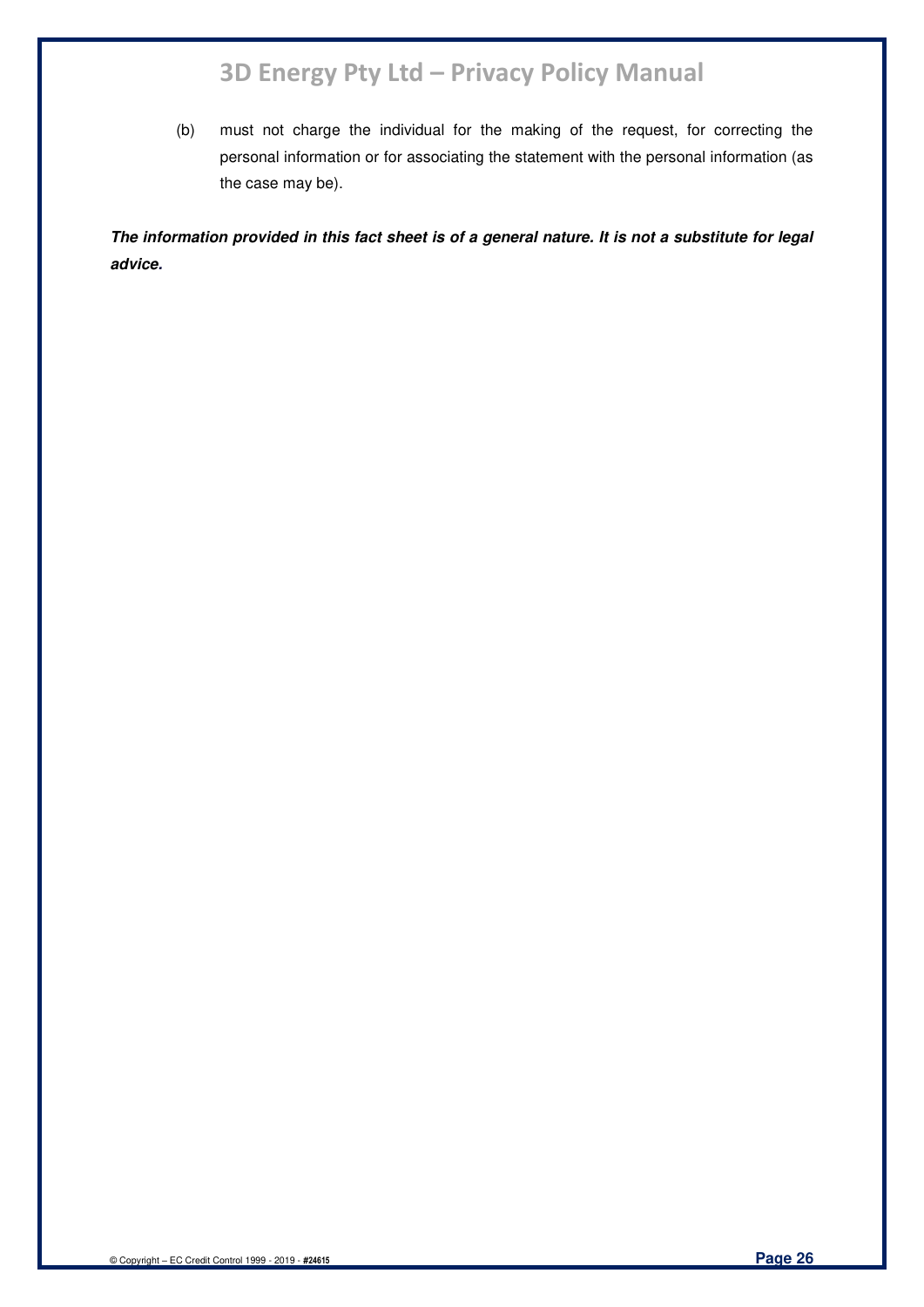(b) must not charge the individual for the making of the request, for correcting the personal information or for associating the statement with the personal information (as the case may be).

***The information provided in this fact sheet is of a general nature. It is not a substitute for legal advice.***